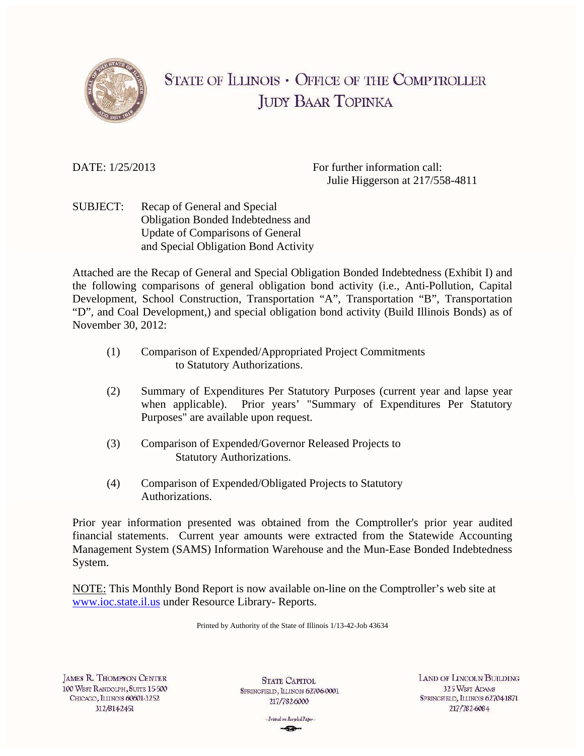# STATE OF ILLINOIS • OFFICE OF THE COMPTROLLER
## JUDY BAAR TOPINKA

DATE: 1/25/2013

For further information call:
Julie Higgerson at 217/558-4811

SUBJECT: Recap of General and Special Obligation Bonded Indebtedness and Update of Comparisons of General and Special Obligation Bond Activity

Attached are the Recap of General and Special Obligation Bonded Indebtedness (Exhibit I) and the following comparisons of general obligation bond activity (i.e., Anti-Pollution, Capital Development, School Construction, Transportation "A", Transportation "B", Transportation "D", and Coal Development,) and special obligation bond activity (Build Illinois Bonds) as of November 30, 2012:

(1) Comparison of Expended/Appropriated Project Commitments to Statutory Authorizations.

(2) Summary of Expenditures Per Statutory Purposes (current year and lapse year when applicable). Prior years' "Summary of Expenditures Per Statutory Purposes" are available upon request.

(3) Comparison of Expended/Governor Released Projects to Statutory Authorizations.

(4) Comparison of Expended/Obligated Projects to Statutory Authorizations.

Prior year information presented was obtained from the Comptroller's prior year audited financial statements. Current year amounts were extracted from the Statewide Accounting Management System (SAMS) Information Warehouse and the Mun-Ease Bonded Indebtedness System.

NOTE: This Monthly Bond Report is now available on-line on the Comptroller's web site at www.ioc.state.il.us under Resource Library- Reports.

Printed by Authority of the State of Illinois 1/13-42-Job 43634

JAMES R. THOMPSON CENTER
100 WEST RANDOLPH, SUITE 15-500
CHICAGO, ILLINOIS 60601-3252
312/814-2451

STATE CAPITOL
SPRINGFIELD, ILLINOIS 62706-0001
217/782-6000

LAND OF LINCOLN BUILDING
325 WEST ADAMS
SPRINGFIELD, ILLINOIS 62704-1871
217/782-6084

Printed on Recycled Paper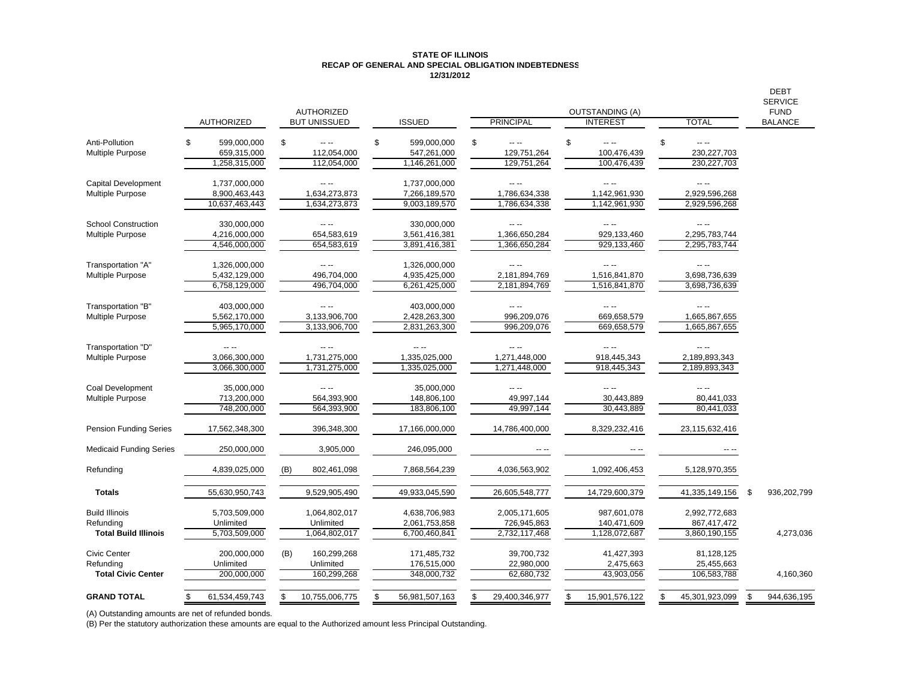**STATE OF ILLINOIS**
**RECAP OF GENERAL AND SPECIAL OBLIGATION INDEBTEDNESS**
**12/31/2012**

| | AUTHORIZED | AUTHORIZED BUT UNISSUED | ISSUED | OUTSTANDING (A) PRINCIPAL | OUTSTANDING (A) INTEREST | OUTSTANDING (A) TOTAL | DEBT SERVICE FUND BALANCE |
|---|---|---|---|---|---|---|---|
| Anti-Pollution | $ 599,000,000 | $ -- -- | $ 599,000,000 | $ -- -- | $ -- -- | $ -- -- | |
| Multiple Purpose | 659,315,000 | 112,054,000 | 547,261,000 | 129,751,264 | 100,476,439 | 230,227,703 | |
| | 1,258,315,000 | 112,054,000 | 1,146,261,000 | 129,751,264 | 100,476,439 | 230,227,703 | |
| Capital Development | 1,737,000,000 | -- -- | 1,737,000,000 | -- -- | -- -- | -- -- | |
| Multiple Purpose | 8,900,463,443 | 1,634,273,873 | 7,266,189,570 | 1,786,634,338 | 1,142,961,930 | 2,929,596,268 | |
| | 10,637,463,443 | 1,634,273,873 | 9,003,189,570 | 1,786,634,338 | 1,142,961,930 | 2,929,596,268 | |
| School Construction | 330,000,000 | -- -- | 330,000,000 | -- -- | -- -- | -- -- | |
| Multiple Purpose | 4,216,000,000 | 654,583,619 | 3,561,416,381 | 1,366,650,284 | 929,133,460 | 2,295,783,744 | |
| | 4,546,000,000 | 654,583,619 | 3,891,416,381 | 1,366,650,284 | 929,133,460 | 2,295,783,744 | |
| Transportation "A" | 1,326,000,000 | -- -- | 1,326,000,000 | -- -- | -- -- | -- -- | |
| Multiple Purpose | 5,432,129,000 | 496,704,000 | 4,935,425,000 | 2,181,894,769 | 1,516,841,870 | 3,698,736,639 | |
| | 6,758,129,000 | 496,704,000 | 6,261,425,000 | 2,181,894,769 | 1,516,841,870 | 3,698,736,639 | |
| Transportation "B" | 403,000,000 | -- -- | 403,000,000 | -- -- | -- -- | -- -- | |
| Multiple Purpose | 5,562,170,000 | 3,133,906,700 | 2,428,263,300 | 996,209,076 | 669,658,579 | 1,665,867,655 | |
| | 5,965,170,000 | 3,133,906,700 | 2,831,263,300 | 996,209,076 | 669,658,579 | 1,665,867,655 | |
| Transportation "D" | -- -- | -- -- | -- -- | -- -- | -- -- | -- -- | |
| Multiple Purpose | 3,066,300,000 | 1,731,275,000 | 1,335,025,000 | 1,271,448,000 | 918,445,343 | 2,189,893,343 | |
| | 3,066,300,000 | 1,731,275,000 | 1,335,025,000 | 1,271,448,000 | 918,445,343 | 2,189,893,343 | |
| Coal Development | 35,000,000 | -- -- | 35,000,000 | -- -- | -- -- | -- -- | |
| Multiple Purpose | 713,200,000 | 564,393,900 | 148,806,100 | 49,997,144 | 30,443,889 | 80,441,033 | |
| | 748,200,000 | 564,393,900 | 183,806,100 | 49,997,144 | 30,443,889 | 80,441,033 | |
| Pension Funding Series | 17,562,348,300 | 396,348,300 | 17,166,000,000 | 14,786,400,000 | 8,329,232,416 | 23,115,632,416 | |
| Medicaid Funding Series | 250,000,000 | 3,905,000 | 246,095,000 | -- -- | -- -- | -- -- | |
| Refunding | 4,839,025,000 | (B) 802,461,098 | 7,868,564,239 | 4,036,563,902 | 1,092,406,453 | 5,128,970,355 | |
| **Totals** | 55,630,950,743 | 9,529,905,490 | 49,933,045,590 | 26,605,548,777 | 14,729,600,379 | 41,335,149,156 | $ 936,202,799 |
| Build Illinois | 5,703,509,000 | 1,064,802,017 | 4,638,706,983 | 2,005,171,605 | 987,601,078 | 2,992,772,683 | |
| Refunding | Unlimited | Unlimited | 2,061,753,858 | 726,945,863 | 140,471,609 | 867,417,472 | |
| **Total Build Illinois** | 5,703,509,000 | 1,064,802,017 | 6,700,460,841 | 2,732,117,468 | 1,128,072,687 | 3,860,190,155 | 4,273,036 |
| Civic Center | 200,000,000 | (B) 160,299,268 | 171,485,732 | 39,700,732 | 41,427,393 | 81,128,125 | |
| Refunding | Unlimited | Unlimited | 176,515,000 | 22,980,000 | 2,475,663 | 25,455,663 | |
| **Total Civic Center** | 200,000,000 | 160,299,268 | 348,000,732 | 62,680,732 | 43,903,056 | 106,583,788 | 4,160,360 |
| **GRAND TOTAL** | $ 61,534,459,743 | $ 10,755,006,775 | $ 56,981,507,163 | $ 29,400,346,977 | $ 15,901,576,122 | $ 45,301,923,099 | $ 944,636,195 |

(A) Outstanding amounts are net of refunded bonds.

(B) Per the statutory authorization these amounts are equal to the Authorized amount less Principal Outstanding.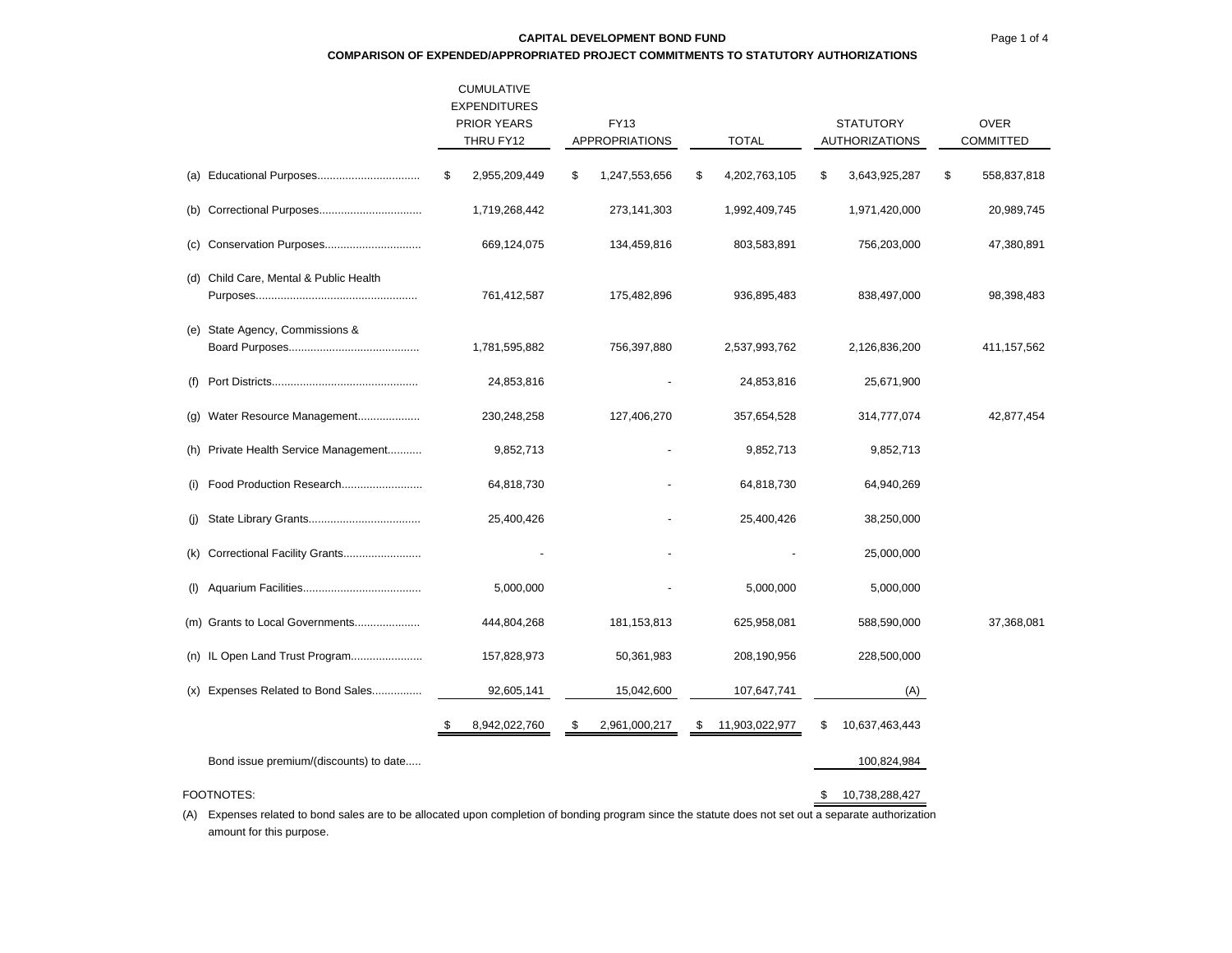**CAPITAL DEVELOPMENT BOND FUND**

**COMPARISON OF EXPENDED/APPROPRIATED PROJECT COMMITMENTS TO STATUTORY AUTHORIZATIONS**

| | CUMULATIVE EXPENDITURES PRIOR YEARS THRU FY12 | FY13 APPROPRIATIONS | TOTAL | STATUTORY AUTHORIZATIONS | OVER COMMITTED |
|---|---|---|---|---|---|
| (a) Educational Purposes................................ | $ 2,955,209,449 | $ 1,247,553,656 | $ 4,202,763,105 | $ 3,643,925,287 | $ 558,837,818 |
| (b) Correctional Purposes................................ | 1,719,268,442 | 273,141,303 | 1,992,409,745 | 1,971,420,000 | 20,989,745 |
| (c) Conservation Purposes.............................. | 669,124,075 | 134,459,816 | 803,583,891 | 756,203,000 | 47,380,891 |
| (d) Child Care, Mental & Public Health Purposes................................................... | 761,412,587 | 175,482,896 | 936,895,483 | 838,497,000 | 98,398,483 |
| (e) State Agency, Commissions & Board Purposes.......................................... | 1,781,595,882 | 756,397,880 | 2,537,993,762 | 2,126,836,200 | 411,157,562 |
| (f) Port Districts.............................................. | 24,853,816 | - | 24,853,816 | 25,671,900 | |
| (g) Water Resource Management.................... | 230,248,258 | 127,406,270 | 357,654,528 | 314,777,074 | 42,877,454 |
| (h) Private Health Service Management........... | 9,852,713 | - | 9,852,713 | 9,852,713 | |
| (i) Food Production Research.......................... | 64,818,730 | - | 64,818,730 | 64,940,269 | |
| (j) State Library Grants................................... | 25,400,426 | - | 25,400,426 | 38,250,000 | |
| (k) Correctional Facility Grants........................ | - | - | - | 25,000,000 | |
| (l) Aquarium Facilities...................................... | 5,000,000 | - | 5,000,000 | 5,000,000 | |
| (m) Grants to Local Governments.................... | 444,804,268 | 181,153,813 | 625,958,081 | 588,590,000 | 37,368,081 |
| (n) IL Open Land Trust Program...................... | 157,828,973 | 50,361,983 | 208,190,956 | 228,500,000 | |
| (x) Expenses Related to Bond Sales............... | 92,605,141 | 15,042,600 | 107,647,741 | (A) | |
| | $ 8,942,022,760 | $ 2,961,000,217 | $ 11,903,022,977 | $ 10,637,463,443 | |
| Bond issue premium/(discounts) to date..... | | | | 100,824,984 | |
| | | | | $ 10,738,288,427 | |

FOOTNOTES:

(A) Expenses related to bond sales are to be allocated upon completion of bonding program since the statute does not set out a separate authorization amount for this purpose.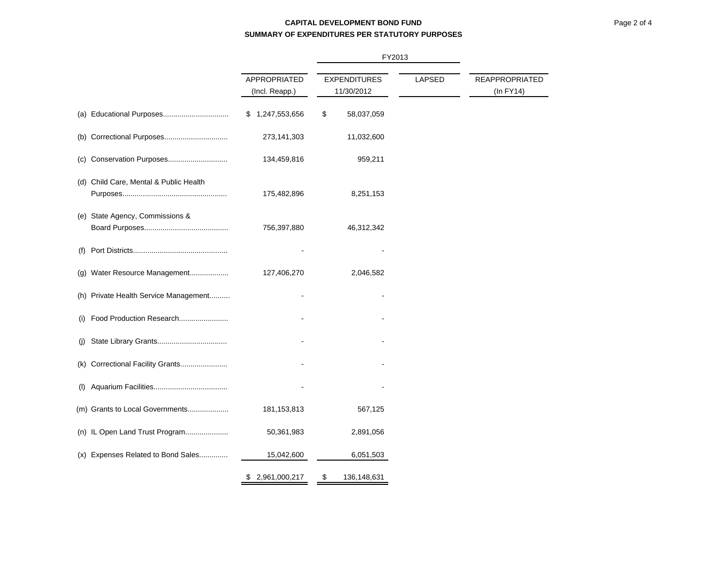## CAPITAL DEVELOPMENT BOND FUND

### SUMMARY OF EXPENDITURES PER STATUTORY PURPOSES

| | APPROPRIATED (Incl. Reapp.) | FY2013 EXPENDITURES 11/30/2012 | LAPSED | REAPPROPRIATED (In FY14) |
|---|---|---|---|---|
| (a) Educational Purposes................................ | $ 1,247,553,656 | $ 58,037,059 | | |
| (b) Correctional Purposes.............................. | 273,141,303 | 11,032,600 | | |
| (c) Conservation Purposes............................ | 134,459,816 | 959,211 | | |
| (d) Child Care, Mental & Public Health Purposes.................................................. | 175,482,896 | 8,251,153 | | |
| (e) State Agency, Commissions & Board Purposes........................................ | 756,397,880 | 46,312,342 | | |
| (f) Port Districts............................................. | - | - | | |
| (g) Water Resource Management.................. | 127,406,270 | 2,046,582 | | |
| (h) Private Health Service Management.......... | - | - | | |
| (i) Food Production Research....................... | - | - | | |
| (j) State Library Grants................................. | - | - | | |
| (k) Correctional Facility Grants...................... | - | - | | |
| (l) Aquarium Facilities................................... | - | - | | |
| (m) Grants to Local Governments................... | 181,153,813 | 567,125 | | |
| (n) IL Open Land Trust Program.................... | 50,361,983 | 2,891,056 | | |
| (x) Expenses Related to Bond Sales............. | 15,042,600 | 6,051,503 | | |
| | $ 2,961,000,217 | $ 136,148,631 | | |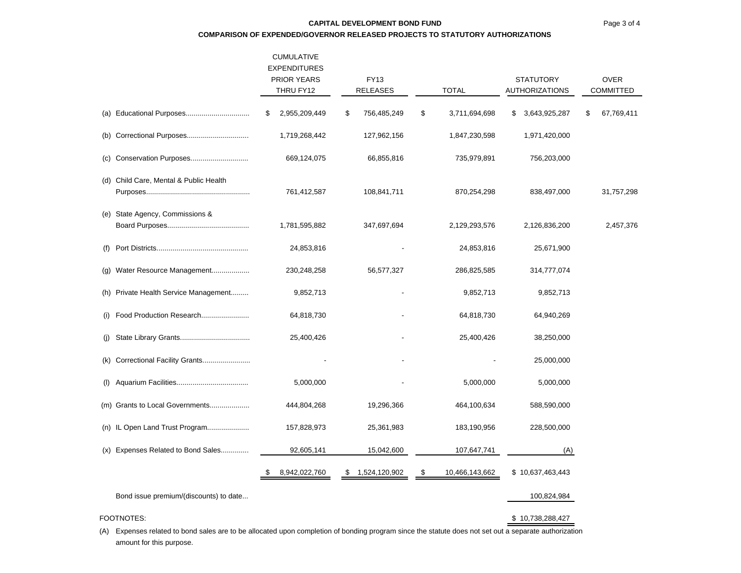**CAPITAL DEVELOPMENT BOND FUND**

**COMPARISON OF EXPENDED/GOVERNOR RELEASED PROJECTS TO STATUTORY AUTHORIZATIONS**

| | CUMULATIVE EXPENDITURES PRIOR YEARS THRU FY12 | FY13 RELEASES | TOTAL | STATUTORY AUTHORIZATIONS | OVER COMMITTED |
|---|---|---|---|---|---|
| (a) Educational Purposes................................ | $ 2,955,209,449 | $ 756,485,249 | $ 3,711,694,698 | $ 3,643,925,287 | $ 67,769,411 |
| (b) Correctional Purposes.............................. | 1,719,268,442 | 127,962,156 | 1,847,230,598 | 1,971,420,000 | |
| (c) Conservation Purposes............................ | 669,124,075 | 66,855,816 | 735,979,891 | 756,203,000 | |
| (d) Child Care, Mental & Public Health Purposes.................................................... | 761,412,587 | 108,841,711 | 870,254,298 | 838,497,000 | 31,757,298 |
| (e) State Agency, Commissions & Board Purposes......................................... | 1,781,595,882 | 347,697,694 | 2,129,293,576 | 2,126,836,200 | 2,457,376 |
| (f) Port Districts............................................. | 24,853,816 | - | 24,853,816 | 25,671,900 | |
| (g) Water Resource Management................... | 230,248,258 | 56,577,327 | 286,825,585 | 314,777,074 | |
| (h) Private Health Service Management......... | 9,852,713 | - | 9,852,713 | 9,852,713 | |
| (i) Food Production Research........................ | 64,818,730 | - | 64,818,730 | 64,940,269 | |
| (j) State Library Grants.................................. | 25,400,426 | - | 25,400,426 | 38,250,000 | |
| (k) Correctional Facility Grants........................ | - | - | - | 25,000,000 | |
| (l) Aquarium Facilities.................................... | 5,000,000 | - | 5,000,000 | 5,000,000 | |
| (m) Grants to Local Governments.................... | 444,804,268 | 19,296,366 | 464,100,634 | 588,590,000 | |
| (n) IL Open Land Trust Program..................... | 157,828,973 | 25,361,983 | 183,190,956 | 228,500,000 | |
| (x) Expenses Related to Bond Sales............. | 92,605,141 | 15,042,600 | 107,647,741 | (A) | |
| | $ 8,942,022,760 | $ 1,524,120,902 | $ 10,466,143,662 | $ 10,637,463,443 | |
| Bond issue premium/(discounts) to date... | | | | 100,824,984 | |
| | | | | $ 10,738,288,427 | |

FOOTNOTES:

(A) Expenses related to bond sales are to be allocated upon completion of bonding program since the statute does not set out a separate authorization amount for this purpose.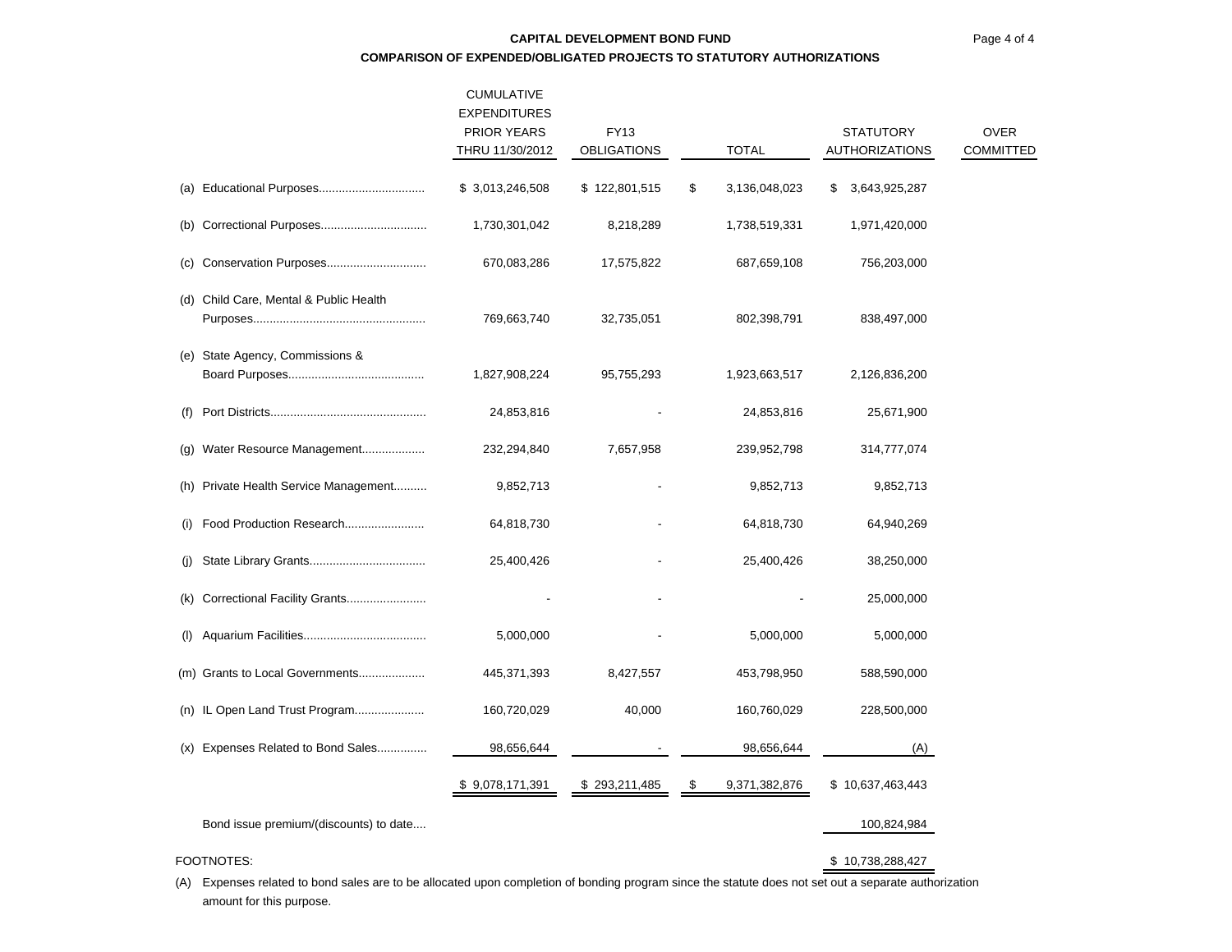**CAPITAL DEVELOPMENT BOND FUND**

**COMPARISON OF EXPENDED/OBLIGATED PROJECTS TO STATUTORY AUTHORIZATIONS**

| | CUMULATIVE EXPENDITURES PRIOR YEARS THRU 11/30/2012 | FY13 OBLIGATIONS | TOTAL | STATUTORY AUTHORIZATIONS | OVER COMMITTED |
|---|---|---|---|---|---|
| (a) Educational Purposes................................ | $ 3,013,246,508 | $ 122,801,515 | $ 3,136,048,023 | $ 3,643,925,287 | |
| (b) Correctional Purposes................................ | 1,730,301,042 | 8,218,289 | 1,738,519,331 | 1,971,420,000 | |
| (c) Conservation Purposes.............................. | 670,083,286 | 17,575,822 | 687,659,108 | 756,203,000 | |
| (d) Child Care, Mental & Public Health Purposes.................................................... | 769,663,740 | 32,735,051 | 802,398,791 | 838,497,000 | |
| (e) State Agency, Commissions & Board Purposes......................................... | 1,827,908,224 | 95,755,293 | 1,923,663,517 | 2,126,836,200 | |
| (f) Port Districts............................................... | 24,853,816 | - | 24,853,816 | 25,671,900 | |
| (g) Water Resource Management................... | 232,294,840 | 7,657,958 | 239,952,798 | 314,777,074 | |
| (h) Private Health Service Management.......... | 9,852,713 | - | 9,852,713 | 9,852,713 | |
| (i) Food Production Research........................ | 64,818,730 | - | 64,818,730 | 64,940,269 | |
| (j) State Library Grants................................... | 25,400,426 | - | 25,400,426 | 38,250,000 | |
| (k) Correctional Facility Grants........................ | - | - | - | 25,000,000 | |
| (l) Aquarium Facilities..................................... | 5,000,000 | - | 5,000,000 | 5,000,000 | |
| (m) Grants to Local Governments.................... | 445,371,393 | 8,427,557 | 453,798,950 | 588,590,000 | |
| (n) IL Open Land Trust Program..................... | 160,720,029 | 40,000 | 160,760,029 | 228,500,000 | |
| (x) Expenses Related to Bond Sales............... | 98,656,644 | - | 98,656,644 | (A) | |
| | $ 9,078,171,391 | $ 293,211,485 | $ 9,371,382,876 | $ 10,637,463,443 | |
| Bond issue premium/(discounts) to date.... | | | | 100,824,984 | |
| | | | | $ 10,738,288,427 | |

FOOTNOTES:

(A) Expenses related to bond sales are to be allocated upon completion of bonding program since the statute does not set out a separate authorization amount for this purpose.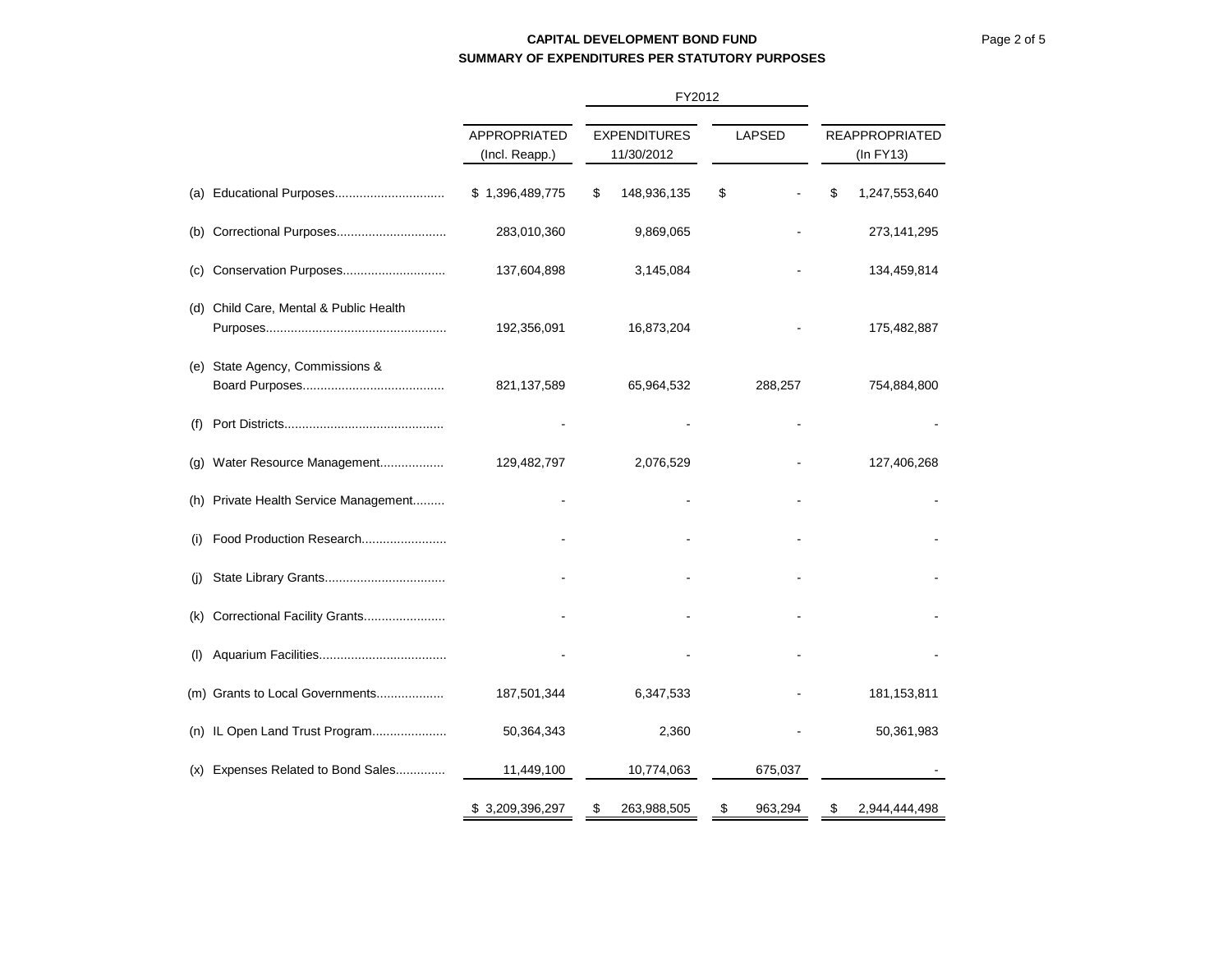**CAPITAL DEVELOPMENT BOND FUND**
**SUMMARY OF EXPENDITURES PER STATUTORY PURPOSES**

| | | FY2012 | | |
|---|---|---|---|---|
| | APPROPRIATED (Incl. Reapp.) | EXPENDITURES 11/30/2012 | LAPSED | REAPPROPRIATED (In FY13) |
| (a) Educational Purposes............................... | $ 1,396,489,775 | $ 148,936,135 | $ - | $ 1,247,553,640 |
| (b) Correctional Purposes............................... | 283,010,360 | 9,869,065 | - | 273,141,295 |
| (c) Conservation Purposes............................. | 137,604,898 | 3,145,084 | - | 134,459,814 |
| (d) Child Care, Mental & Public Health Purposes.................................................. | 192,356,091 | 16,873,204 | - | 175,482,887 |
| (e) State Agency, Commissions & Board Purposes....................................... | 821,137,589 | 65,964,532 | 288,257 | 754,884,800 |
| (f) Port Districts............................................ | - | - | - | - |
| (g) Water Resource Management.................. | 129,482,797 | 2,076,529 | - | 127,406,268 |
| (h) Private Health Service Management......... | - | - | - | - |
| (i) Food Production Research........................ | - | - | - | - |
| (j) State Library Grants.................................. | - | - | - | - |
| (k) Correctional Facility Grants....................... | - | - | - | - |
| (l) Aquarium Facilities.................................... | - | - | - | - |
| (m) Grants to Local Governments................... | 187,501,344 | 6,347,533 | - | 181,153,811 |
| (n) IL Open Land Trust Program..................... | 50,364,343 | 2,360 | - | 50,361,983 |
| (x) Expenses Related to Bond Sales............. | 11,449,100 | 10,774,063 | 675,037 | - |
| | $ 3,209,396,297 | $ 263,988,505 | $ 963,294 | $ 2,944,444,498 |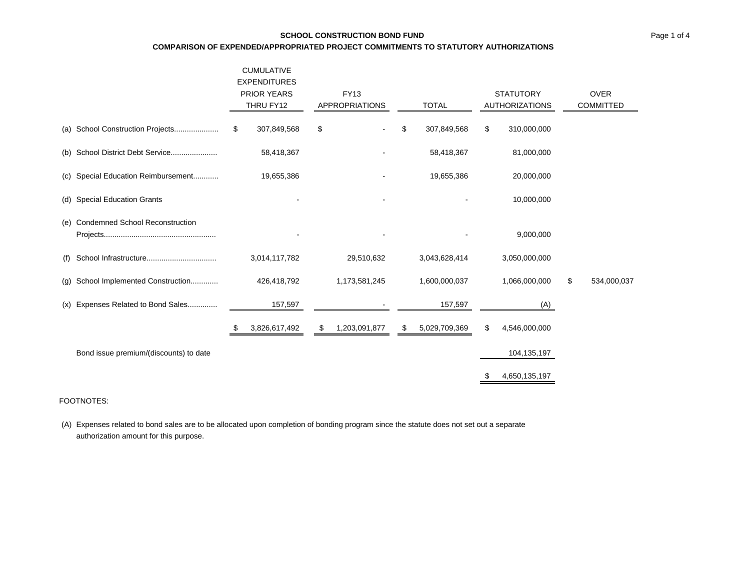**SCHOOL CONSTRUCTION BOND FUND**

**COMPARISON OF EXPENDED/APPROPRIATED PROJECT COMMITMENTS TO STATUTORY AUTHORIZATIONS**

| | CUMULATIVE EXPENDITURES PRIOR YEARS THRU FY12 | FY13 APPROPRIATIONS | TOTAL | STATUTORY AUTHORIZATIONS | OVER COMMITTED |
|---|---|---|---|---|---|
| (a) School Construction Projects.................... | $ 307,849,568 | $ - | $ 307,849,568 | $ 310,000,000 | |
| (b) School District Debt Service...................... | 58,418,367 | - | 58,418,367 | 81,000,000 | |
| (c) Special Education Reimbursement........... | 19,655,386 | - | 19,655,386 | 20,000,000 | |
| (d) Special Education Grants | - | - | - | 10,000,000 | |
| (e) Condemned School Reconstruction Projects.................................................... | - | - | - | 9,000,000 | |
| (f) School Infrastructure................................ | 3,014,117,782 | 29,510,632 | 3,043,628,414 | 3,050,000,000 | |
| (g) School Implemented Construction............ | 426,418,792 | 1,173,581,245 | 1,600,000,037 | 1,066,000,000 | $ 534,000,037 |
| (x) Expenses Related to Bond Sales............. | 157,597 | - | 157,597 | (A) | |
| | $ 3,826,617,492 | $ 1,203,091,877 | $ 5,029,709,369 | $ 4,546,000,000 | |
| Bond issue premium/(discounts) to date | | | | 104,135,197 | |
| | | | | $ 4,650,135,197 | |

FOOTNOTES:

(A) Expenses related to bond sales are to be allocated upon completion of bonding program since the statute does not set out a separate authorization amount for this purpose.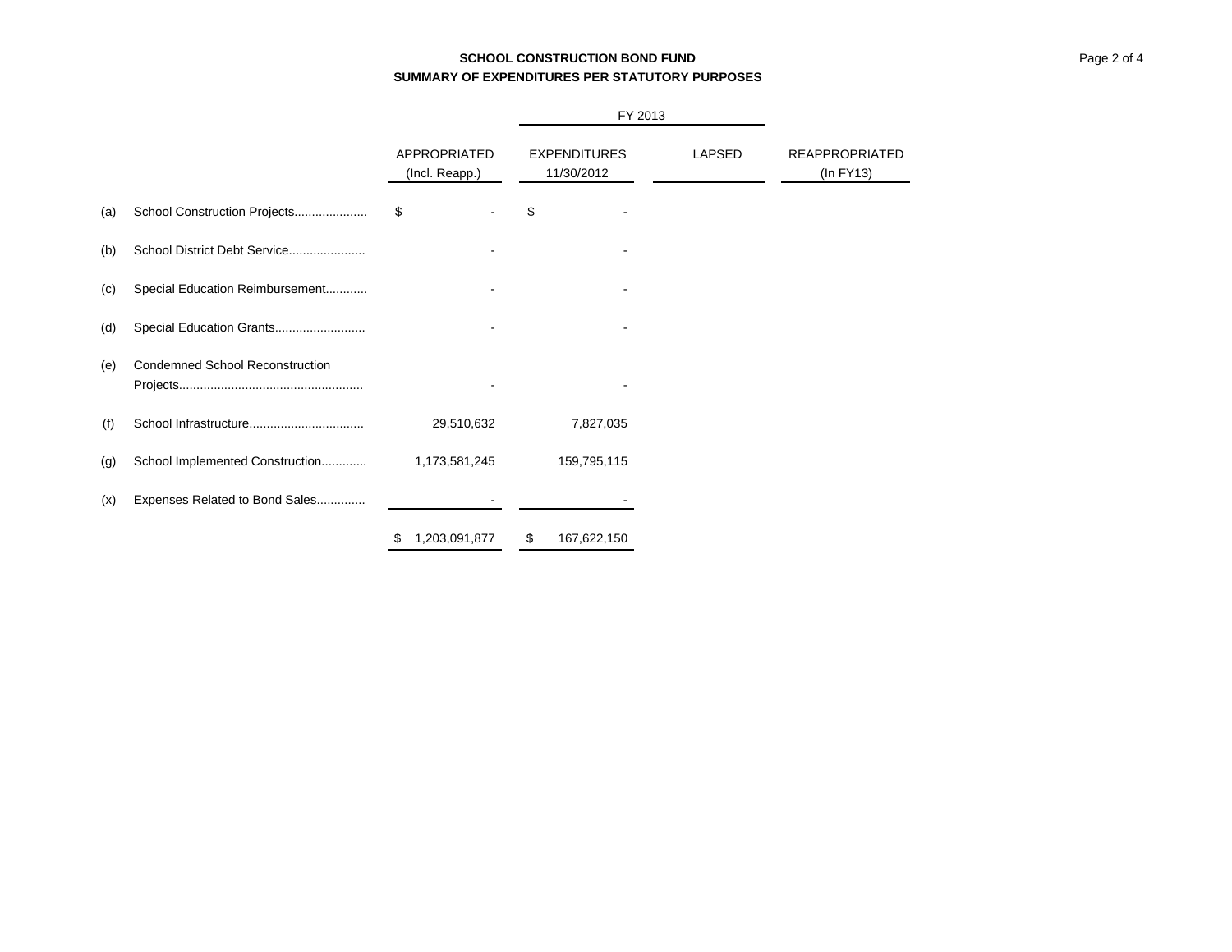**SCHOOL CONSTRUCTION BOND FUND**
**SUMMARY OF EXPENDITURES PER STATUTORY PURPOSES**

| | | APPROPRIATED (Incl. Reapp.) | FY 2013 EXPENDITURES 11/30/2012 | LAPSED | REAPPROPRIATED (In FY13) |
|---|---|---|---|---|---|
| (a) | School Construction Projects.................... | $ - | $ - | | |
| (b) | School District Debt Service..................... | - | - | | |
| (c) | Special Education Reimbursement............ | - | - | | |
| (d) | Special Education Grants.......................... | - | - | | |
| (e) | Condemned School Reconstruction Projects.................................................... | - | - | | |
| (f) | School Infrastructure................................ | 29,510,632 | 7,827,035 | | |
| (g) | School Implemented Construction............ | 1,173,581,245 | 159,795,115 | | |
| (x) | Expenses Related to Bond Sales............. | - | - | | |
| | | $ 1,203,091,877 | $ 167,622,150 | | |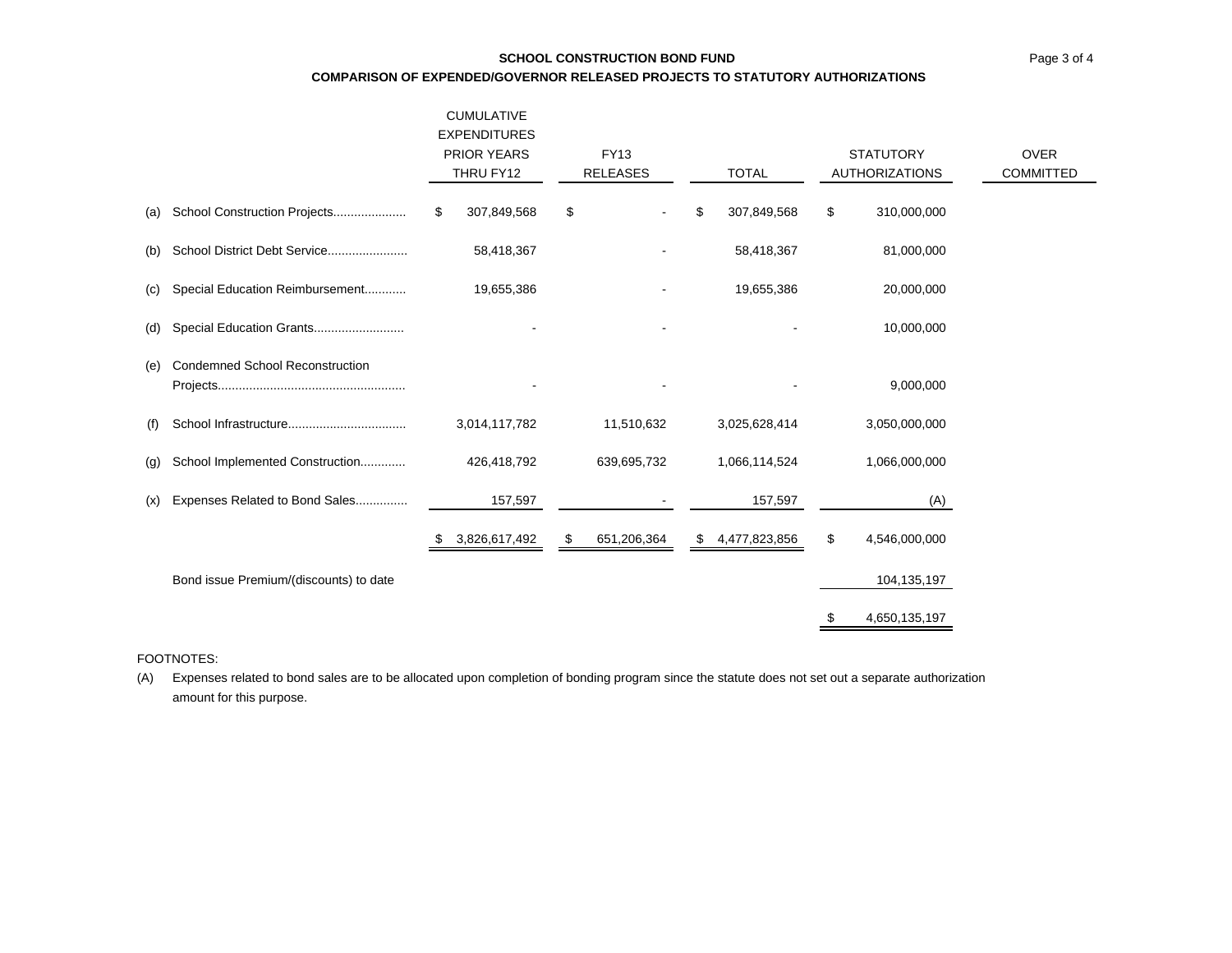**SCHOOL CONSTRUCTION BOND FUND**

**COMPARISON OF EXPENDED/GOVERNOR RELEASED PROJECTS TO STATUTORY AUTHORIZATIONS**

| | | CUMULATIVE EXPENDITURES PRIOR YEARS THRU FY12 | FY13 RELEASES | TOTAL | STATUTORY AUTHORIZATIONS | OVER COMMITTED |
|---|---|---|---|---|---|---|
| (a) | School Construction Projects..................... | $ 307,849,568 | $ - | $ 307,849,568 | $ 310,000,000 | |
| (b) | School District Debt Service....................... | 58,418,367 | - | 58,418,367 | 81,000,000 | |
| (c) | Special Education Reimbursement............ | 19,655,386 | - | 19,655,386 | 20,000,000 | |
| (d) | Special Education Grants.......................... | - | - | - | 10,000,000 | |
| (e) | Condemned School Reconstruction Projects...................................................... | - | - | - | 9,000,000 | |
| (f) | School Infrastructure.................................. | 3,014,117,782 | 11,510,632 | 3,025,628,414 | 3,050,000,000 | |
| (g) | School Implemented Construction............ | 426,418,792 | 639,695,732 | 1,066,114,524 | 1,066,000,000 | |
| (x) | Expenses Related to Bond Sales.............. | 157,597 | - | 157,597 | (A) | |
| | | $ 3,826,617,492 | $ 651,206,364 | $ 4,477,823,856 | $ 4,546,000,000 | |
| | Bond issue Premium/(discounts) to date | | | | 104,135,197 | |
| | | | | | $ 4,650,135,197 | |

FOOTNOTES:

(A) Expenses related to bond sales are to be allocated upon completion of bonding program since the statute does not set out a separate authorization amount for this purpose.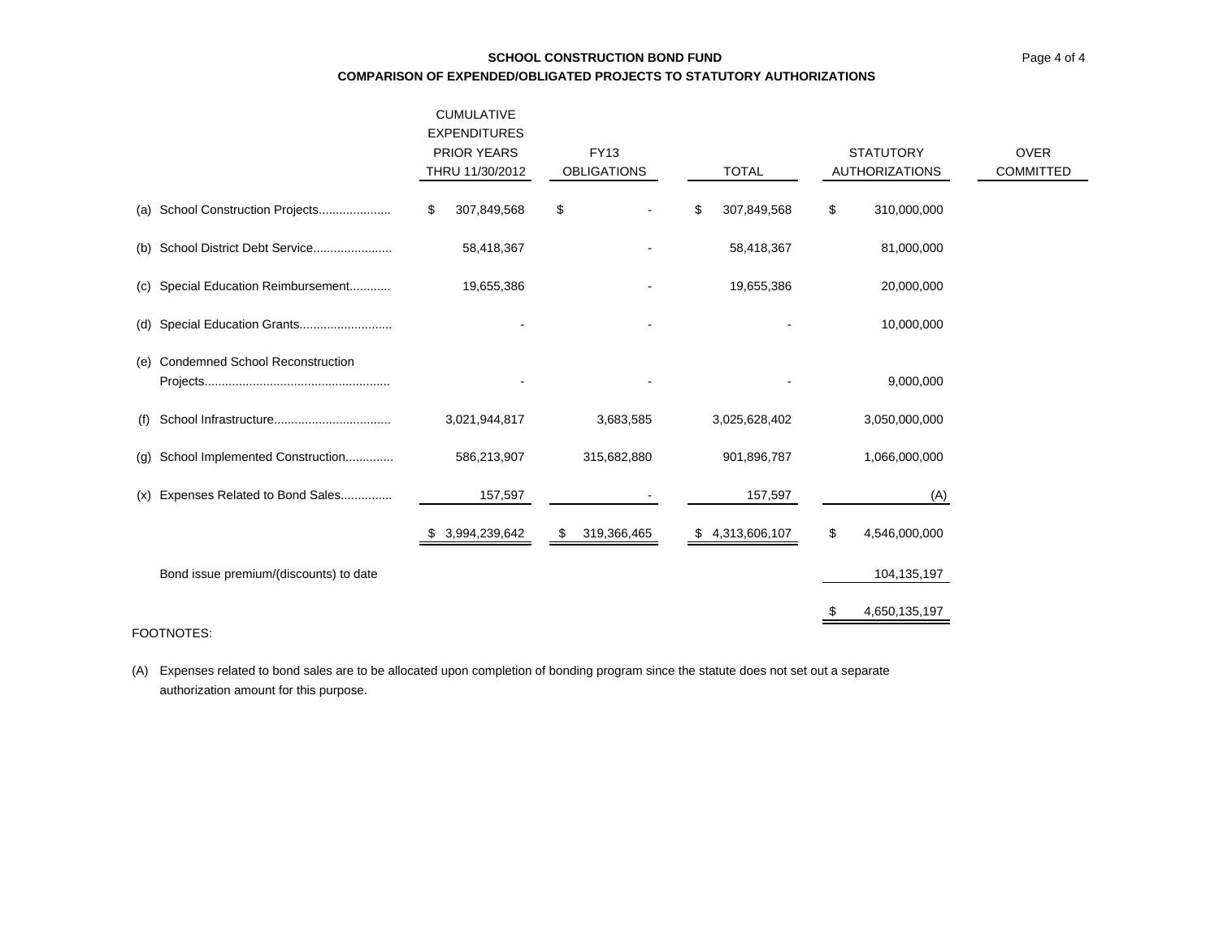## SCHOOL CONSTRUCTION BOND FUND

### COMPARISON OF EXPENDED/OBLIGATED PROJECTS TO STATUTORY AUTHORIZATIONS

| | CUMULATIVE EXPENDITURES PRIOR YEARS THRU 11/30/2012 | FY13 OBLIGATIONS | TOTAL | STATUTORY AUTHORIZATIONS | OVER COMMITTED |
|---|---|---|---|---|---|
| (a) School Construction Projects.................... | $ 307,849,568 | $ - | $ 307,849,568 | $ 310,000,000 | |
| (b) School District Debt Service...................... | 58,418,367 | - | 58,418,367 | 81,000,000 | |
| (c) Special Education Reimbursement........... | 19,655,386 | - | 19,655,386 | 20,000,000 | |
| (d) Special Education Grants.......................... | - | - | - | 10,000,000 | |
| (e) Condemned School Reconstruction Projects..................................................... | - | - | - | 9,000,000 | |
| (f) School Infrastructure................................. | 3,021,944,817 | 3,683,585 | 3,025,628,402 | 3,050,000,000 | |
| (g) School Implemented Construction............. | 586,213,907 | 315,682,880 | 901,896,787 | 1,066,000,000 | |
| (x) Expenses Related to Bond Sales.............. | 157,597 | - | 157,597 | (A) | |
| | $ 3,994,239,642 | $ 319,366,465 | $ 4,313,606,107 | $ 4,546,000,000 | |
| Bond issue premium/(discounts) to date | | | | 104,135,197 | |
| | | | | $ 4,650,135,197 | |

FOOTNOTES:

(A) Expenses related to bond sales are to be allocated upon completion of bonding program since the statute does not set out a separate authorization amount for this purpose.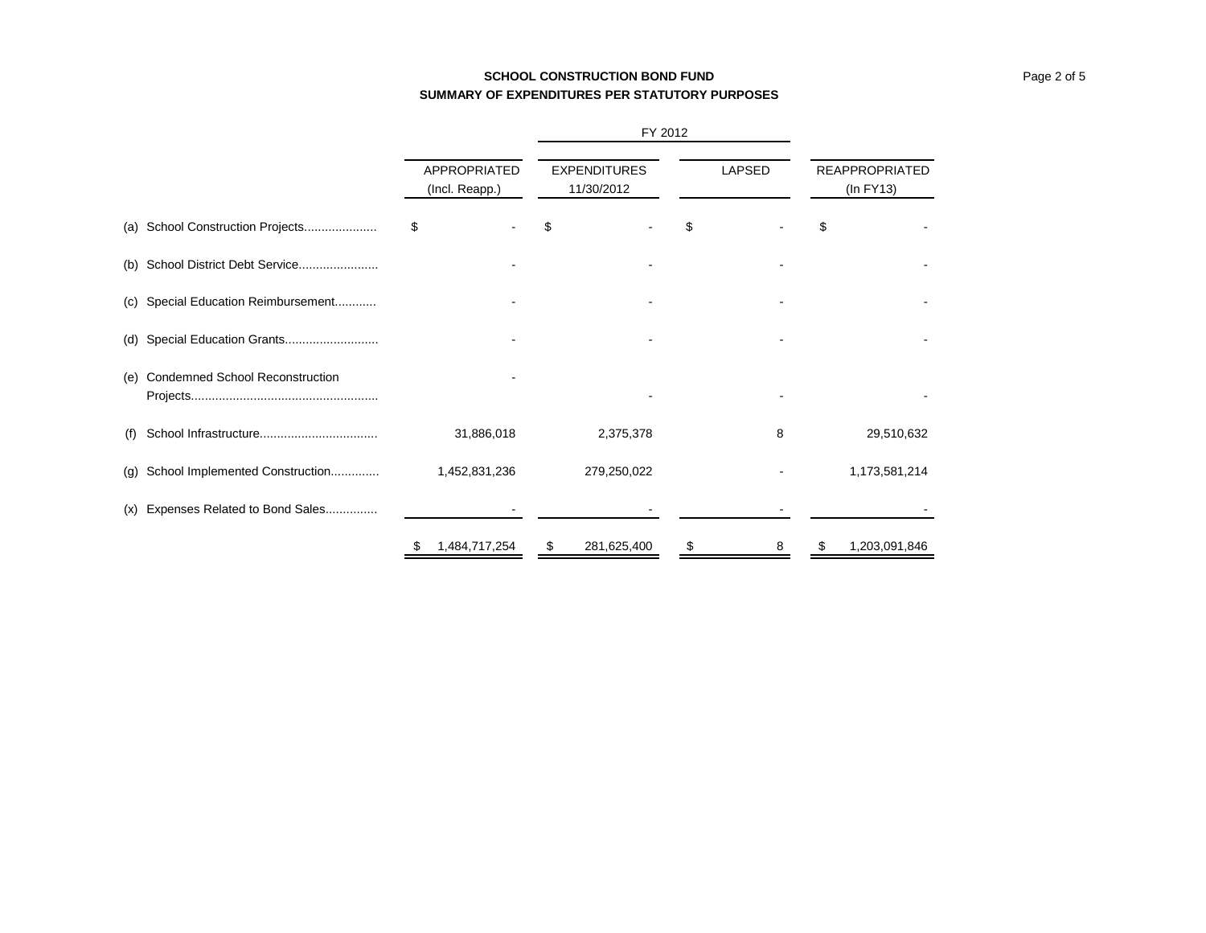**SCHOOL CONSTRUCTION BOND FUND**
**SUMMARY OF EXPENDITURES PER STATUTORY PURPOSES**

| | FY 2012 | | | |
|---|---|---|---|---|
| | APPROPRIATED (Incl. Reapp.) | EXPENDITURES 11/30/2012 | LAPSED | REAPPROPRIATED (In FY13) |
| (a) School Construction Projects.................... | $ - | $ - | $ - | $ - |
| (b) School District Debt Service....................... | - | - | - | - |
| (c) Special Education Reimbursement............ | - | - | - | - |
| (d) Special Education Grants........................... | - | - | - | - |
| (e) Condemned School Reconstruction Projects...................................................... | - | - | - | - |
| (f) School Infrastructure.................................. | 31,886,018 | 2,375,378 | 8 | 29,510,632 |
| (g) School Implemented Construction............. | 1,452,831,236 | 279,250,022 | - | 1,173,581,214 |
| (x) Expenses Related to Bond Sales.............. | - | - | - | - |
| | $ 1,484,717,254 | $ 281,625,400 | $ 8 | $ 1,203,091,846 |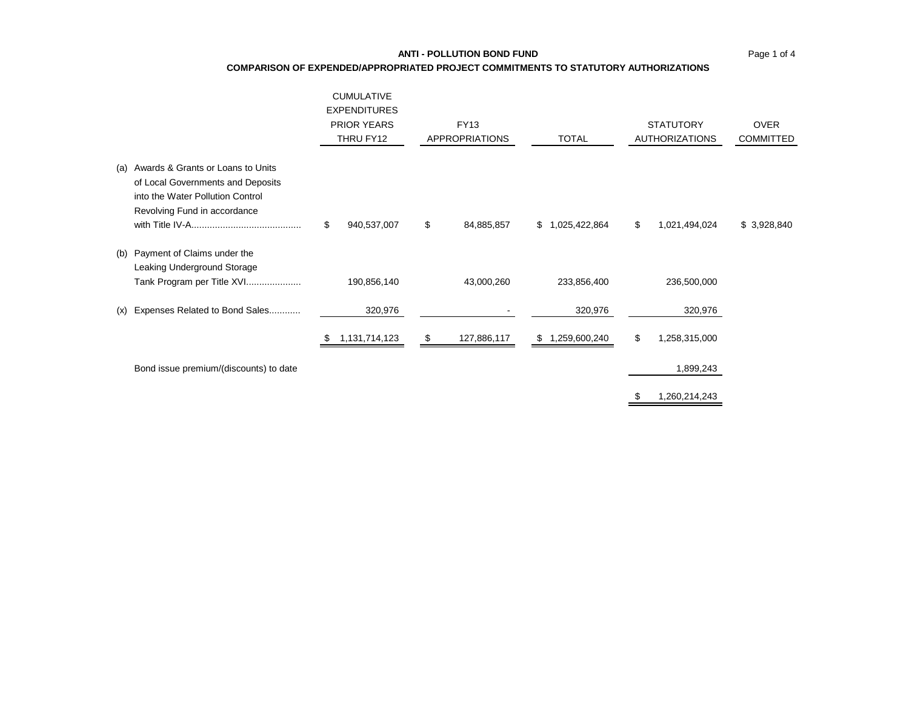**ANTI - POLLUTION BOND FUND**

**COMPARISON OF EXPENDED/APPROPRIATED PROJECT COMMITMENTS TO STATUTORY AUTHORIZATIONS**

| | | CUMULATIVE EXPENDITURES PRIOR YEARS THRU FY12 | FY13 APPROPRIATIONS | TOTAL | STATUTORY AUTHORIZATIONS | OVER COMMITTED |
|---|---|---|---|---|---|---|
| (a) | Awards & Grants or Loans to Units of Local Governments and Deposits into the Water Pollution Control Revolving Fund in accordance with Title IV-A.......................................... | $ 940,537,007 | $ 84,885,857 | $ 1,025,422,864 | $ 1,021,494,024 | $ 3,928,840 |
| (b) | Payment of Claims under the Leaking Underground Storage Tank Program per Title XVI..................... | 190,856,140 | 43,000,260 | 233,856,400 | 236,500,000 | |
| (x) | Expenses Related to Bond Sales............ | 320,976 | - | 320,976 | 320,976 | |
| | | $ 1,131,714,123 | $ 127,886,117 | $ 1,259,600,240 | $ 1,258,315,000 | |
| | Bond issue premium/(discounts) to date | | | | 1,899,243 | |
| | | | | | $ 1,260,214,243 | |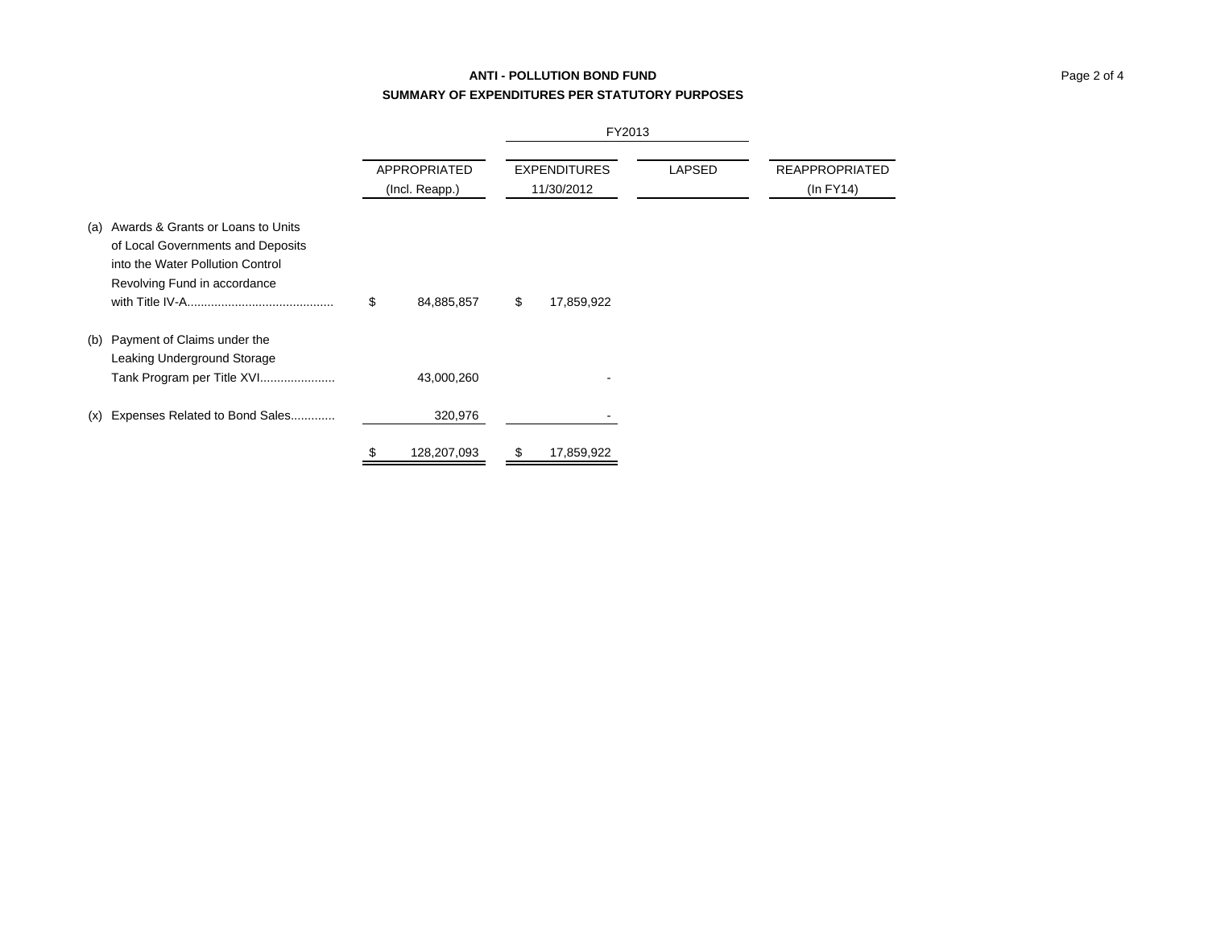**ANTI - POLLUTION BOND FUND**

**SUMMARY OF EXPENDITURES PER STATUTORY PURPOSES**

| | | FY2013 | | |
|---|---|---|---|---|
| | APPROPRIATED (Incl. Reapp.) | EXPENDITURES 11/30/2012 | LAPSED | REAPPROPRIATED (In FY14) |
| (a) Awards & Grants or Loans to Units of Local Governments and Deposits into the Water Pollution Control Revolving Fund in accordance with Title IV-A........................................... | $ 84,885,857 | $ 17,859,922 | | |
| (b) Payment of Claims under the Leaking Underground Storage Tank Program per Title XVI...................... | 43,000,260 | - | | |
| (x) Expenses Related to Bond Sales............ | 320,976 | - | | |
| | $ 128,207,093 | $ 17,859,922 | | |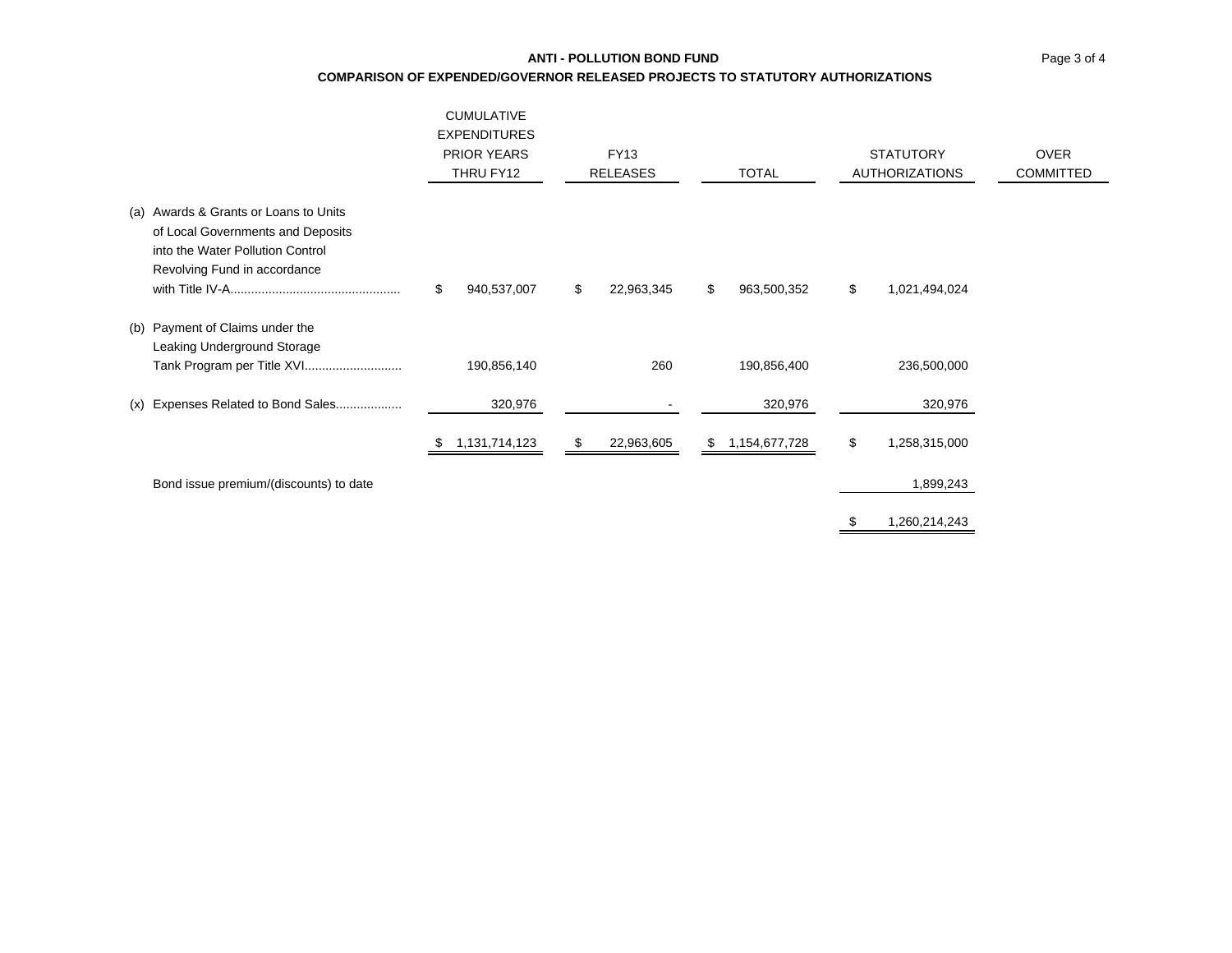# ANTI - POLLUTION BOND FUND

## COMPARISON OF EXPENDED/GOVERNOR RELEASED PROJECTS TO STATUTORY AUTHORIZATIONS

| | CUMULATIVE EXPENDITURES PRIOR YEARS THRU FY12 | FY13 RELEASES | TOTAL | STATUTORY AUTHORIZATIONS | OVER COMMITTED |
|---|---|---|---|---|---|
| (a) Awards & Grants or Loans to Units of Local Governments and Deposits into the Water Pollution Control Revolving Fund in accordance with Title IV-A................................................ | $ 940,537,007 | $ 22,963,345 | $ 963,500,352 | $ 1,021,494,024 | |
| (b) Payment of Claims under the Leaking Underground Storage Tank Program per Title XVI........................... | 190,856,140 | 260 | 190,856,400 | 236,500,000 | |
| (x) Expenses Related to Bond Sales.................. | 320,976 | - | 320,976 | 320,976 | |
| | $ 1,131,714,123 | $ 22,963,605 | $ 1,154,677,728 | $ 1,258,315,000 | |
| Bond issue premium/(discounts) to date | | | | 1,899,243 | |
| | | | | $ 1,260,214,243 | |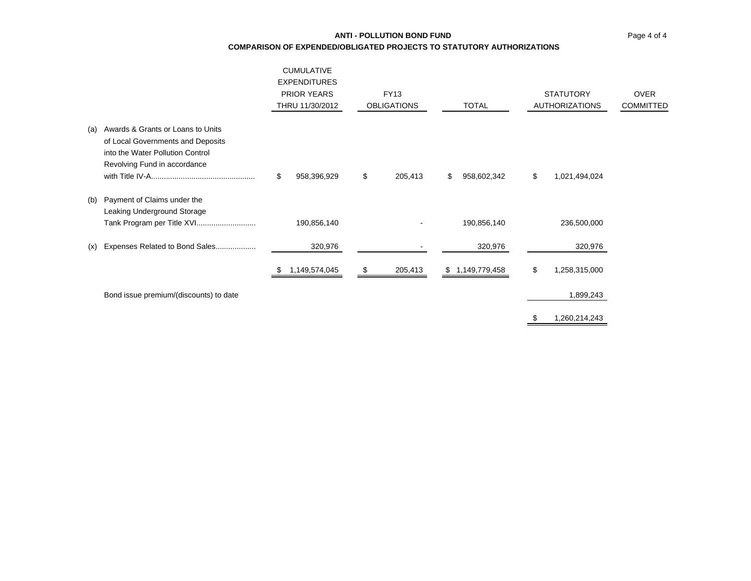**ANTI - POLLUTION BOND FUND**

**COMPARISON OF EXPENDED/OBLIGATED PROJECTS TO STATUTORY AUTHORIZATIONS**

| | | CUMULATIVE EXPENDITURES PRIOR YEARS THRU 11/30/2012 | FY13 OBLIGATIONS | TOTAL | STATUTORY AUTHORIZATIONS | OVER COMMITTED |
|---|---|---|---|---|---|---|
| (a) | Awards & Grants or Loans to Units of Local Governments and Deposits into the Water Pollution Control Revolving Fund in accordance with Title IV-A................................................ | $ 958,396,929 | $ 205,413 | $ 958,602,342 | $ 1,021,494,024 | |
| (b) | Payment of Claims under the Leaking Underground Storage Tank Program per Title XVI........................... | 190,856,140 | - | 190,856,140 | 236,500,000 | |
| (x) | Expenses Related to Bond Sales.................. | 320,976 | - | 320,976 | 320,976 | |
| | | $ 1,149,574,045 | $ 205,413 | $ 1,149,779,458 | $ 1,258,315,000 | |
| | Bond issue premium/(discounts) to date | | | | 1,899,243 | |
| | | | | | $ 1,260,214,243 | |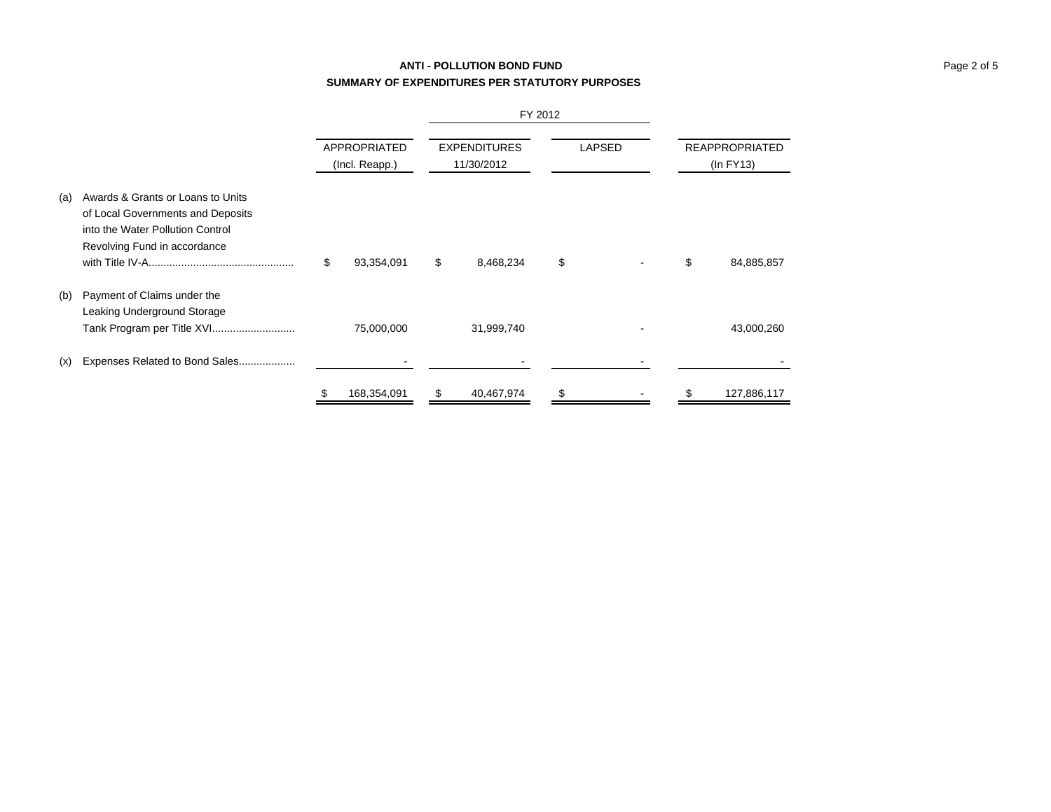**ANTI - POLLUTION BOND FUND**

**SUMMARY OF EXPENDITURES PER STATUTORY PURPOSES**

| | | | FY 2012 | | |
|---|---|---|---|---|---|
| | | APPROPRIATED (Incl. Reapp.) | EXPENDITURES 11/30/2012 | LAPSED | REAPPROPRIATED (In FY13) |
| (a) | Awards & Grants or Loans to Units of Local Governments and Deposits into the Water Pollution Control Revolving Fund in accordance with Title IV-A................................................ | $ 93,354,091 | $ 8,468,234 | $ - | $ 84,885,857 |
| (b) | Payment of Claims under the Leaking Underground Storage Tank Program per Title XVI........................... | 75,000,000 | 31,999,740 | - | 43,000,260 |
| (x) | Expenses Related to Bond Sales.................. | - | - | - | - |
| | | $ 168,354,091 | $ 40,467,974 | $ - | $ 127,886,117 |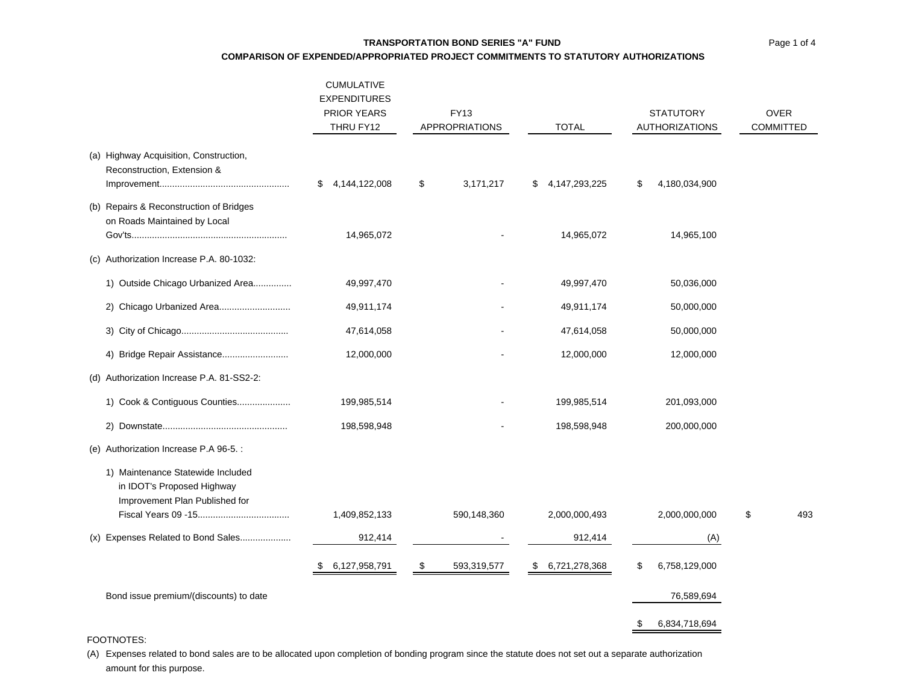**TRANSPORTATION BOND SERIES "A" FUND**

**COMPARISON OF EXPENDED/APPROPRIATED PROJECT COMMITMENTS TO STATUTORY AUTHORIZATIONS**

| | CUMULATIVE EXPENDITURES PRIOR YEARS THRU FY12 | FY13 APPROPRIATIONS | TOTAL | STATUTORY AUTHORIZATIONS | OVER COMMITTED |
|---|---|---|---|---|---|
| (a) Highway Acquisition, Construction, Reconstruction, Extension & Improvement.................................................. | $ 4,144,122,008 | $ 3,171,217 | $ 4,147,293,225 | $ 4,180,034,900 | |
| (b) Repairs & Reconstruction of Bridges on Roads Maintained by Local Gov'ts............................................................ | 14,965,072 | - | 14,965,072 | 14,965,100 | |
| (c) Authorization Increase P.A. 80-1032: | | | | | |
| 1) Outside Chicago Urbanized Area.............. | 49,997,470 | - | 49,997,470 | 50,036,000 | |
| 2) Chicago Urbanized Area........................... | 49,911,174 | - | 49,911,174 | 50,000,000 | |
| 3) City of Chicago.......................................... | 47,614,058 | - | 47,614,058 | 50,000,000 | |
| 4) Bridge Repair Assistance.......................... | 12,000,000 | - | 12,000,000 | 12,000,000 | |
| (d) Authorization Increase P.A. 81-SS2-2: | | | | | |
| 1) Cook & Contiguous Counties.................... | 199,985,514 | - | 199,985,514 | 201,093,000 | |
| 2) Downstate................................................ | 198,598,948 | - | 198,598,948 | 200,000,000 | |
| (e) Authorization Increase P.A 96-5. : | | | | | |
| 1) Maintenance Statewide Included in IDOT's Proposed Highway Improvement Plan Published for Fiscal Years 09 -15................................... | 1,409,852,133 | 590,148,360 | 2,000,000,493 | 2,000,000,000 | $ 493 |
| (x) Expenses Related to Bond Sales.................... | 912,414 | - | 912,414 | (A) | |
| | $ 6,127,958,791 | $ 593,319,577 | $ 6,721,278,368 | $ 6,758,129,000 | |
| Bond issue premium/(discounts) to date | | | | 76,589,694 | |
| | | | | $ 6,834,718,694 | |

FOOTNOTES:

(A) Expenses related to bond sales are to be allocated upon completion of bonding program since the statute does not set out a separate authorization amount for this purpose.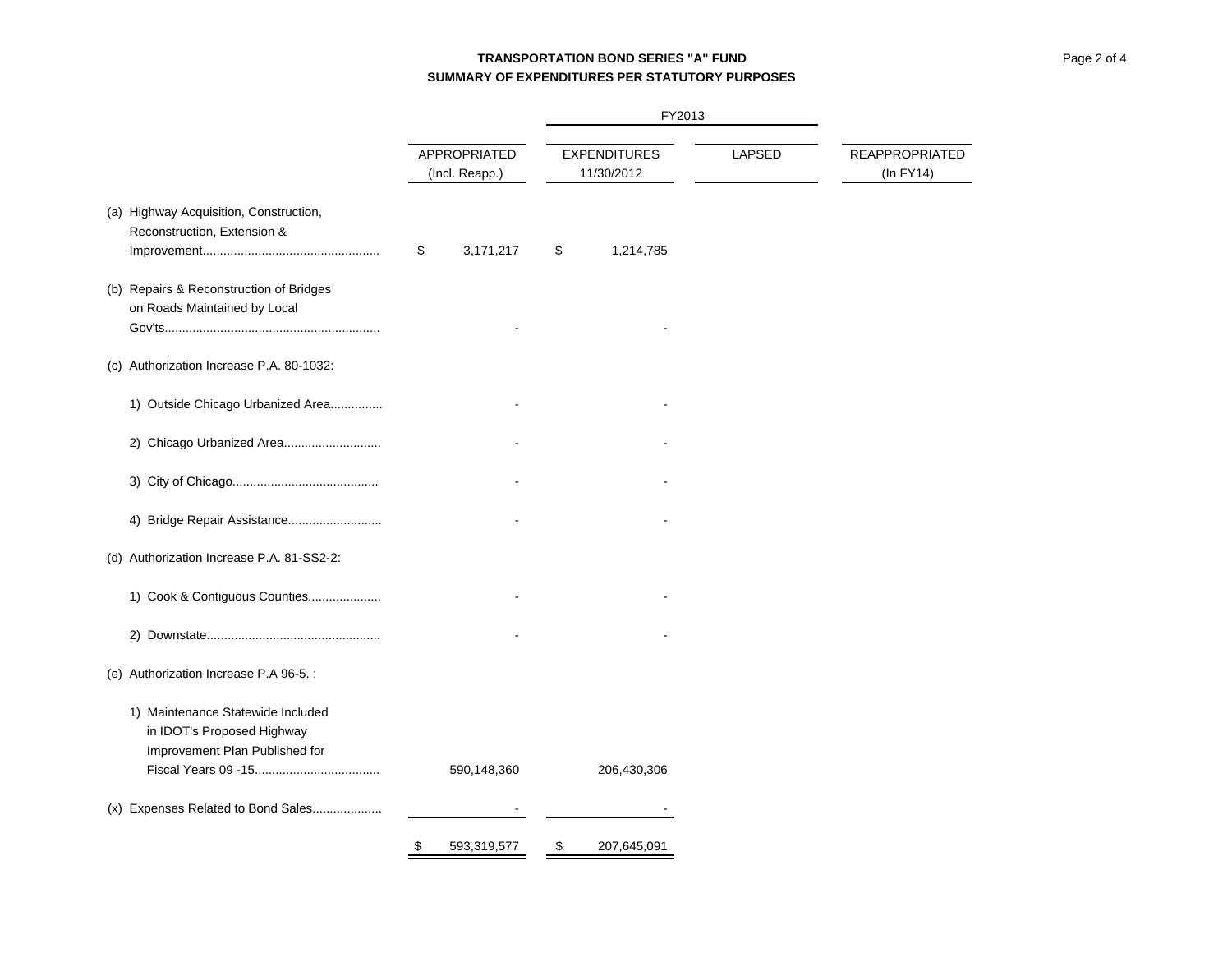**TRANSPORTATION BOND SERIES "A" FUND**
**SUMMARY OF EXPENDITURES PER STATUTORY PURPOSES**

| | | FY2013 | | |
|---|---|---|---|---|
| | APPROPRIATED (Incl. Reapp.) | EXPENDITURES 11/30/2012 | LAPSED | REAPPROPRIATED (In FY14) |
| (a) Highway Acquisition, Construction, Reconstruction, Extension & Improvement.................................................. | $ 3,171,217 | $ 1,214,785 | | |
| (b) Repairs & Reconstruction of Bridges on Roads Maintained by Local Gov'ts............................................................ | - | - | | |
| (c) Authorization Increase P.A. 80-1032: | | | | |
| 1) Outside Chicago Urbanized Area.............. | - | - | | |
| 2) Chicago Urbanized Area........................... | - | - | | |
| 3) City of Chicago......................................... | - | - | | |
| 4) Bridge Repair Assistance.......................... | - | - | | |
| (d) Authorization Increase P.A. 81-SS2-2: | | | | |
| 1) Cook & Contiguous Counties.................... | - | - | | |
| 2) Downstate................................................. | - | - | | |
| (e) Authorization Increase P.A 96-5. : | | | | |
| 1) Maintenance Statewide Included in IDOT's Proposed Highway Improvement Plan Published for Fiscal Years 09 -15................................... | 590,148,360 | 206,430,306 | | |
| (x) Expenses Related to Bond Sales.................... | - | - | | |
| | $ 593,319,577 | $ 207,645,091 | | |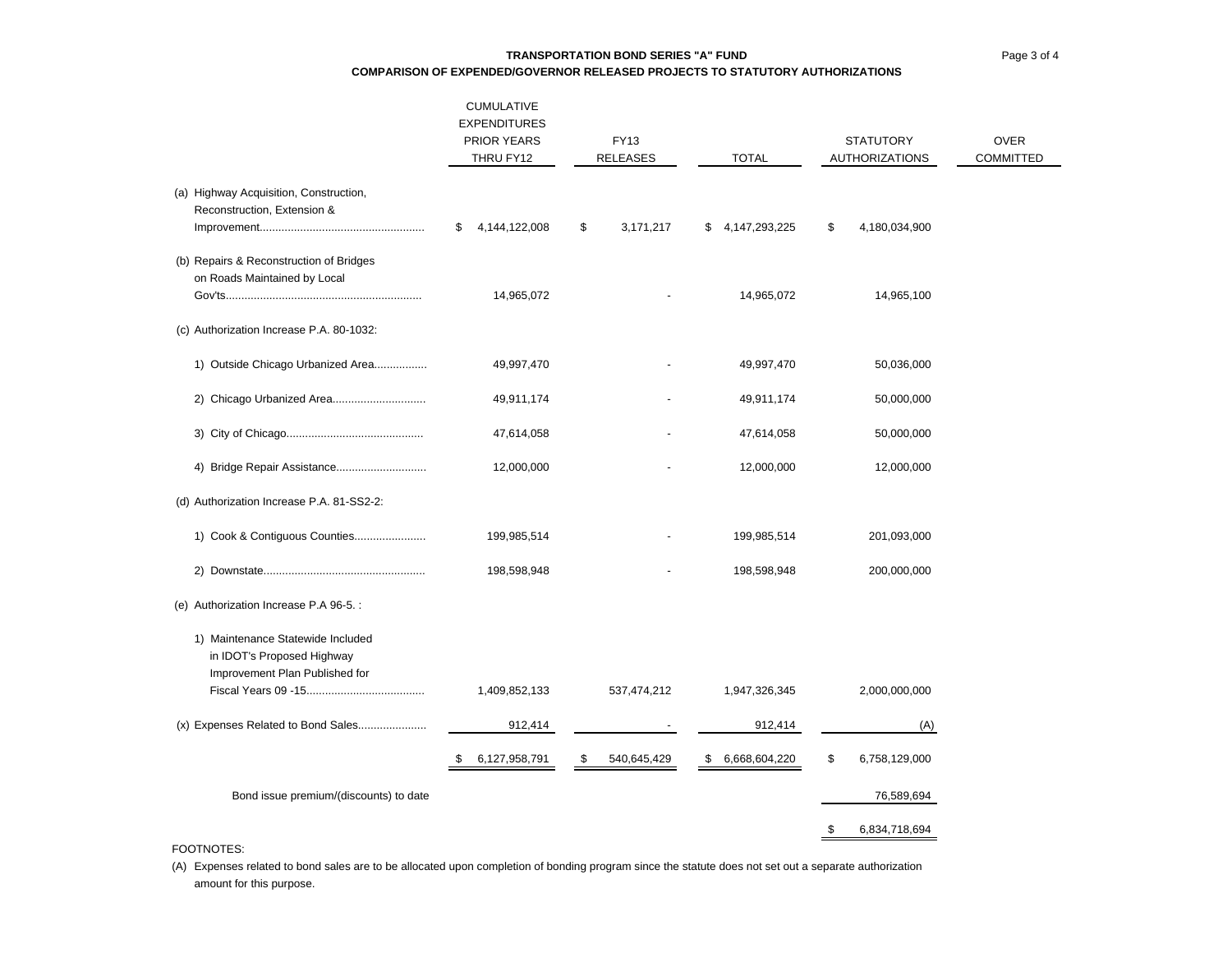**TRANSPORTATION BOND SERIES "A" FUND**

**COMPARISON OF EXPENDED/GOVERNOR RELEASED PROJECTS TO STATUTORY AUTHORIZATIONS**

| | CUMULATIVE EXPENDITURES PRIOR YEARS THRU FY12 | FY13 RELEASES | TOTAL | STATUTORY AUTHORIZATIONS | OVER COMMITTED |
|---|---|---|---|---|---|
| (a) Highway Acquisition, Construction, Reconstruction, Extension & Improvement.................................................... | $ 4,144,122,008 | $ 3,171,217 | $ 4,147,293,225 | $ 4,180,034,900 | |
| (b) Repairs & Reconstruction of Bridges on Roads Maintained by Local Gov'ts............................................................. | 14,965,072 | - | 14,965,072 | 14,965,100 | |
| (c) Authorization Increase P.A. 80-1032: | | | | | |
| 1) Outside Chicago Urbanized Area................. | 49,997,470 | - | 49,997,470 | 50,036,000 | |
| 2) Chicago Urbanized Area............................. | 49,911,174 | - | 49,911,174 | 50,000,000 | |
| 3) City of Chicago........................................... | 47,614,058 | - | 47,614,058 | 50,000,000 | |
| 4) Bridge Repair Assistance............................ | 12,000,000 | - | 12,000,000 | 12,000,000 | |
| (d) Authorization Increase P.A. 81-SS2-2: | | | | | |
| 1) Cook & Contiguous Counties...................... | 199,985,514 | - | 199,985,514 | 201,093,000 | |
| 2) Downstate................................................... | 198,598,948 | - | 198,598,948 | 200,000,000 | |
| (e) Authorization Increase P.A 96-5. : | | | | | |
| 1) Maintenance Statewide Included in IDOT's Proposed Highway Improvement Plan Published for Fiscal Years 09 -15..................................... | 1,409,852,133 | 537,474,212 | 1,947,326,345 | 2,000,000,000 | |
| (x) Expenses Related to Bond Sales..................... | 912,414 | - | 912,414 | (A) | |
| | $ 6,127,958,791 | $ 540,645,429 | $ 6,668,604,220 | $ 6,758,129,000 | |
| Bond issue premium/(discounts) to date | | | | 76,589,694 | |
| | | | | $ 6,834,718,694 | |

FOOTNOTES:

(A) Expenses related to bond sales are to be allocated upon completion of bonding program since the statute does not set out a separate authorization amount for this purpose.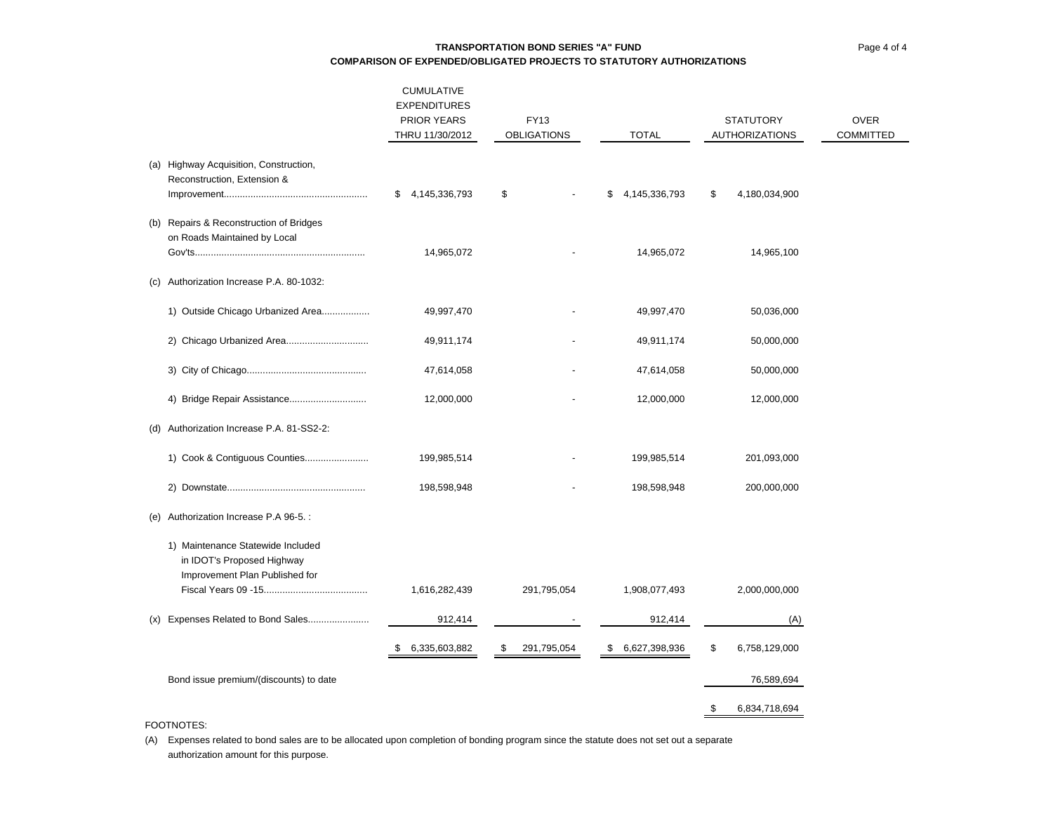**TRANSPORTATION BOND SERIES "A" FUND**

**COMPARISON OF EXPENDED/OBLIGATED PROJECTS TO STATUTORY AUTHORIZATIONS**

| | CUMULATIVE EXPENDITURES PRIOR YEARS THRU 11/30/2012 | FY13 OBLIGATIONS | TOTAL | STATUTORY AUTHORIZATIONS | OVER COMMITTED |
|---|---|---|---|---|---|
| (a) Highway Acquisition, Construction, Reconstruction, Extension & Improvement...................................................... | $ 4,145,336,793 | $ - | $ 4,145,336,793 | $ 4,180,034,900 | |
| (b) Repairs & Reconstruction of Bridges on Roads Maintained by Local Gov'ts............................................................... | 14,965,072 | - | 14,965,072 | 14,965,100 | |
| (c) Authorization Increase P.A. 80-1032: | | | | | |
| 1) Outside Chicago Urbanized Area.................. | 49,997,470 | - | 49,997,470 | 50,036,000 | |
| 2) Chicago Urbanized Area............................... | 49,911,174 | - | 49,911,174 | 50,000,000 | |
| 3) City of Chicago............................................ | 47,614,058 | - | 47,614,058 | 50,000,000 | |
| 4) Bridge Repair Assistance............................ | 12,000,000 | - | 12,000,000 | 12,000,000 | |
| (d) Authorization Increase P.A. 81-SS2-2: | | | | | |
| 1) Cook & Contiguous Counties....................... | 199,985,514 | - | 199,985,514 | 201,093,000 | |
| 2) Downstate................................................... | 198,598,948 | - | 198,598,948 | 200,000,000 | |
| (e) Authorization Increase P.A 96-5. : | | | | | |
| 1) Maintenance Statewide Included in IDOT's Proposed Highway Improvement Plan Published for Fiscal Years 09 -15...................................... | 1,616,282,439 | 291,795,054 | 1,908,077,493 | 2,000,000,000 | |
| (x) Expenses Related to Bond Sales...................... | 912,414 | - | 912,414 | (A) | |
| | $ 6,335,603,882 | $ 291,795,054 | $ 6,627,398,936 | $ 6,758,129,000 | |
| Bond issue premium/(discounts) to date | | | | 76,589,694 | |
| | | | | $ 6,834,718,694 | |

FOOTNOTES:

(A) Expenses related to bond sales are to be allocated upon completion of bonding program since the statute does not set out a separate authorization amount for this purpose.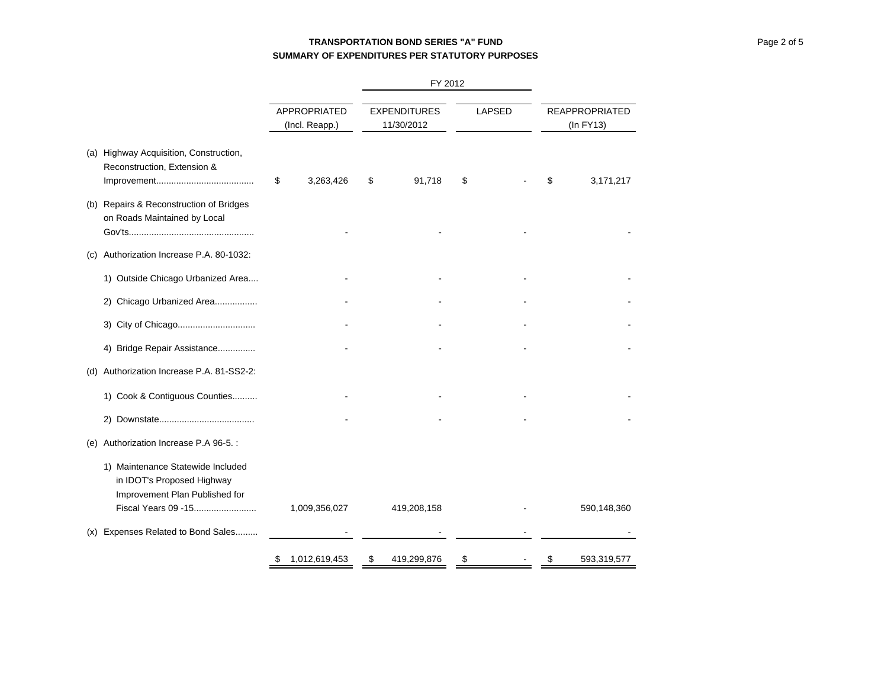**TRANSPORTATION BOND SERIES "A" FUND**
**SUMMARY OF EXPENDITURES PER STATUTORY PURPOSES**

| | FY 2012 | | | |
|---|---|---|---|---|
| | APPROPRIATED (Incl. Reapp.) | EXPENDITURES 11/30/2012 | LAPSED | REAPPROPRIATED (In FY13) |
| (a) Highway Acquisition, Construction, Reconstruction, Extension & Improvement...................................... | $ 3,263,426 | $ 91,718 | $ - | $ 3,171,217 |
| (b) Repairs & Reconstruction of Bridges on Roads Maintained by Local Gov'ts................................................. | - | - | - | - |
| (c) Authorization Increase P.A. 80-1032: | | | | |
| 1) Outside Chicago Urbanized Area.... | - | - | - | - |
| 2) Chicago Urbanized Area................. | - | - | - | - |
| 3) City of Chicago............................... | - | - | - | - |
| 4) Bridge Repair Assistance............... | - | - | - | - |
| (d) Authorization Increase P.A. 81-SS2-2: | | | | |
| 1) Cook & Contiguous Counties.......... | - | - | - | - |
| 2) Downstate...................................... | - | - | - | - |
| (e) Authorization Increase P.A 96-5. : | | | | |
| 1) Maintenance Statewide Included in IDOT's Proposed Highway Improvement Plan Published for Fiscal Years 09 -15......................... | 1,009,356,027 | 419,208,158 | - | 590,148,360 |
| (x) Expenses Related to Bond Sales......... | - | - | - | - |
| | $ 1,012,619,453 | $ 419,299,876 | $ - | $ 593,319,577 |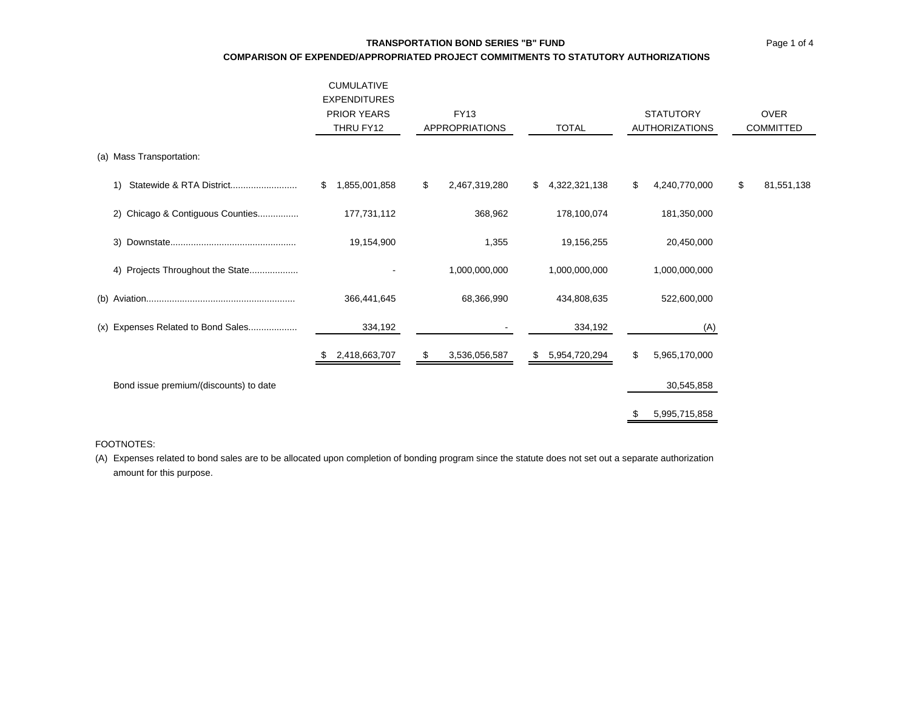**TRANSPORTATION BOND SERIES "B" FUND**

**COMPARISON OF EXPENDED/APPROPRIATED PROJECT COMMITMENTS TO STATUTORY AUTHORIZATIONS**

| | CUMULATIVE EXPENDITURES PRIOR YEARS THRU FY12 | FY13 APPROPRIATIONS | TOTAL | STATUTORY AUTHORIZATIONS | OVER COMMITTED |
|---|---|---|---|---|---|
| (a) Mass Transportation: | | | | | |
| 1) Statewide & RTA District.......................... | $ 1,855,001,858 | $ 2,467,319,280 | $ 4,322,321,138 | $ 4,240,770,000 | $ 81,551,138 |
| 2) Chicago & Contiguous Counties................ | 177,731,112 | 368,962 | 178,100,074 | 181,350,000 | |
| 3) Downstate................................................ | 19,154,900 | 1,355 | 19,156,255 | 20,450,000 | |
| 4) Projects Throughout the State................... | - | 1,000,000,000 | 1,000,000,000 | 1,000,000,000 | |
| (b) Aviation......................................................... | 366,441,645 | 68,366,990 | 434,808,635 | 522,600,000 | |
| (x) Expenses Related to Bond Sales.................. | 334,192 | - | 334,192 | (A) | |
| | $ 2,418,663,707 | $ 3,536,056,587 | $ 5,954,720,294 | $ 5,965,170,000 | |
| Bond issue premium/(discounts) to date | | | | 30,545,858 | |
| | | | | $ 5,995,715,858 | |

FOOTNOTES:

(A) Expenses related to bond sales are to be allocated upon completion of bonding program since the statute does not set out a separate authorization amount for this purpose.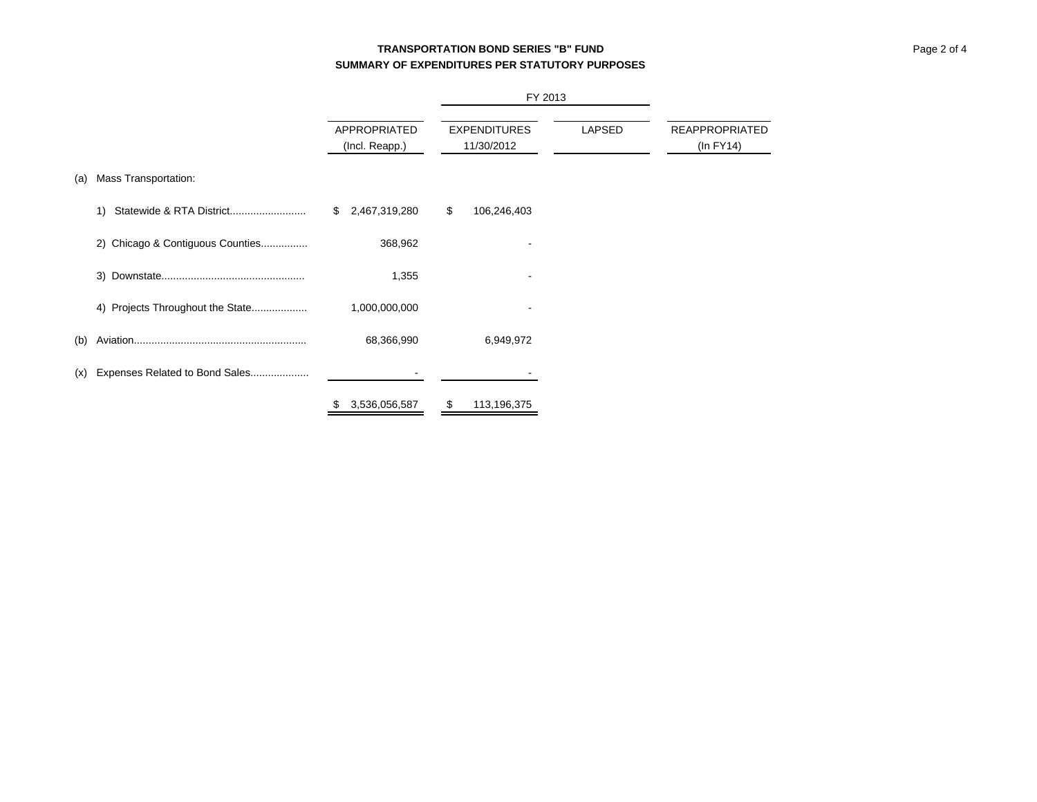**TRANSPORTATION BOND SERIES "B" FUND**
**SUMMARY OF EXPENDITURES PER STATUTORY PURPOSES**

| | | FY 2013 | | |
|---|---|---|---|---|
| | APPROPRIATED (Incl. Reapp.) | EXPENDITURES 11/30/2012 | LAPSED | REAPPROPRIATED (In FY14) |
| (a) Mass Transportation: | | | | |
| 1) Statewide & RTA District......................... | $ 2,467,319,280 | $ 106,246,403 | | |
| 2) Chicago & Contiguous Counties................ | 368,962 | - | | |
| 3) Downstate................................................ | 1,355 | - | | |
| 4) Projects Throughout the State.................. | 1,000,000,000 | - | | |
| (b) Aviation.......................................................... | 68,366,990 | 6,949,972 | | |
| (x) Expenses Related to Bond Sales................... | - | - | | |
| | $ 3,536,056,587 | $ 113,196,375 | | |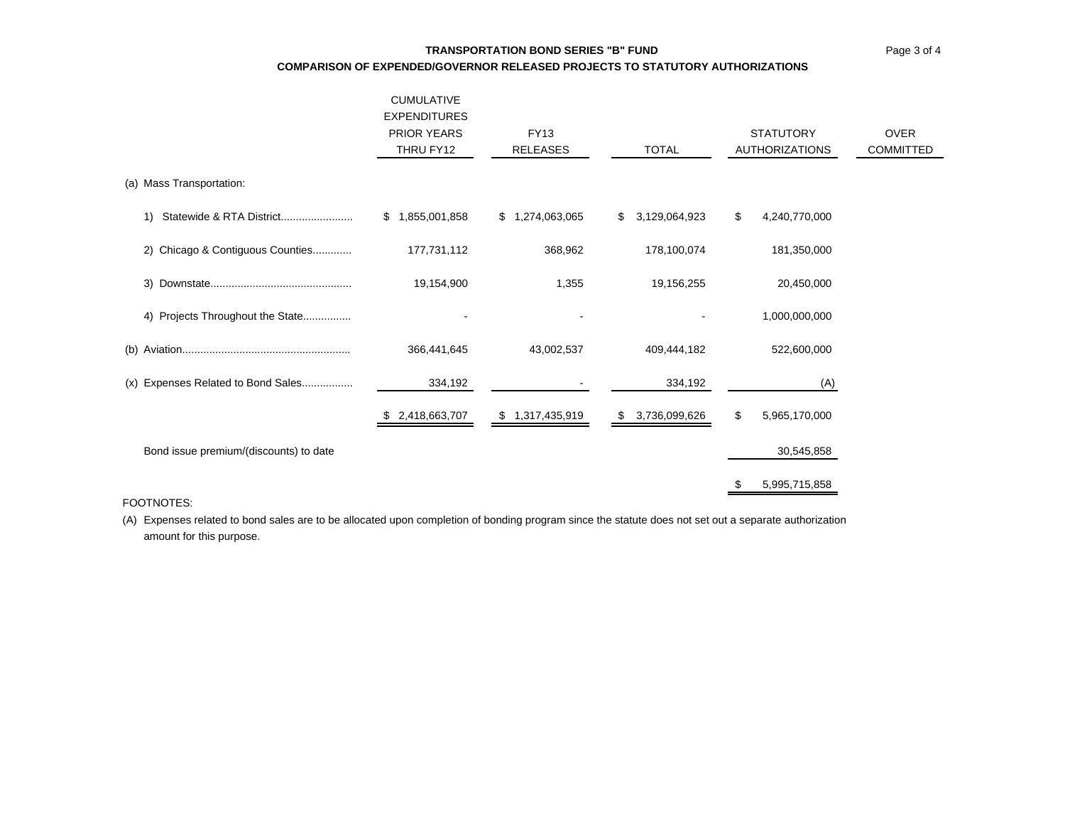**TRANSPORTATION BOND SERIES "B" FUND**

**COMPARISON OF EXPENDED/GOVERNOR RELEASED PROJECTS TO STATUTORY AUTHORIZATIONS**

| | CUMULATIVE EXPENDITURES PRIOR YEARS THRU FY12 | FY13 RELEASES | TOTAL | STATUTORY AUTHORIZATIONS | OVER COMMITTED |
|---|---|---|---|---|---|
| (a) Mass Transportation: | | | | | |
| 1) Statewide & RTA District........................ | $ 1,855,001,858 | $ 1,274,063,065 | $ 3,129,064,923 | $ 4,240,770,000 | |
| 2) Chicago & Contiguous Counties............. | 177,731,112 | 368,962 | 178,100,074 | 181,350,000 | |
| 3) Downstate............................................... | 19,154,900 | 1,355 | 19,156,255 | 20,450,000 | |
| 4) Projects Throughout the State................ | - | - | - | 1,000,000,000 | |
| (b) Aviation........................................................ | 366,441,645 | 43,002,537 | 409,444,182 | 522,600,000 | |
| (x) Expenses Related to Bond Sales................. | 334,192 | - | 334,192 | (A) | |
| | $ 2,418,663,707 | $ 1,317,435,919 | $ 3,736,099,626 | $ 5,965,170,000 | |
| Bond issue premium/(discounts) to date | | | | 30,545,858 | |
| | | | | $ 5,995,715,858 | |

FOOTNOTES:

(A) Expenses related to bond sales are to be allocated upon completion of bonding program since the statute does not set out a separate authorization amount for this purpose.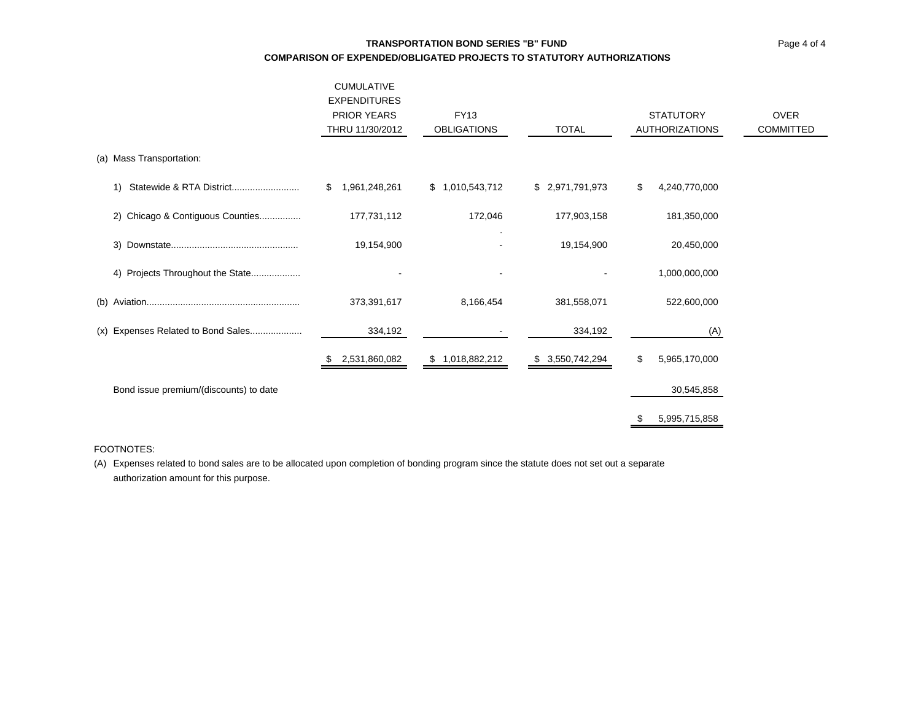## TRANSPORTATION BOND SERIES "B" FUND

### COMPARISON OF EXPENDED/OBLIGATED PROJECTS TO STATUTORY AUTHORIZATIONS

| | CUMULATIVE EXPENDITURES PRIOR YEARS THRU 11/30/2012 | FY13 OBLIGATIONS | TOTAL | STATUTORY AUTHORIZATIONS | OVER COMMITTED |
|---|---|---|---|---|---|
| (a) Mass Transportation: | | | | | |
| 1) Statewide & RTA District.......................... | $ 1,961,248,261 | $ 1,010,543,712 | $ 2,971,791,973 | $ 4,240,770,000 | |
| 2) Chicago & Contiguous Counties................ | 177,731,112 | 172,046 | 177,903,158 | 181,350,000 | |
| 3) Downstate................................................ | 19,154,900 | - | 19,154,900 | 20,450,000 | |
| 4) Projects Throughout the State................... | - | - | - | 1,000,000,000 | |
| (b) Aviation........................................................... | 373,391,617 | 8,166,454 | 381,558,071 | 522,600,000 | |
| (x) Expenses Related to Bond Sales.................... | 334,192 | - | 334,192 | (A) | |
| | $ 2,531,860,082 | $ 1,018,882,212 | $ 3,550,742,294 | $ 5,965,170,000 | |
| Bond issue premium/(discounts) to date | | | | 30,545,858 | |
| | | | | $ 5,995,715,858 | |

FOOTNOTES:

(A) Expenses related to bond sales are to be allocated upon completion of bonding program since the statute does not set out a separate authorization amount for this purpose.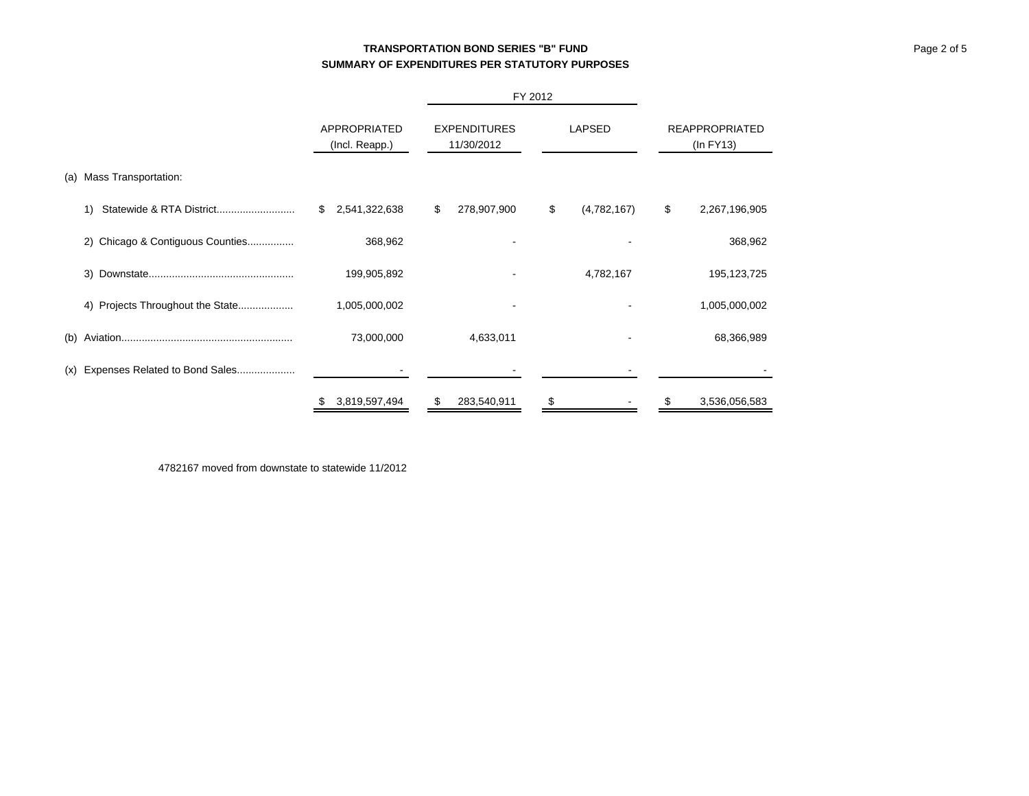**TRANSPORTATION BOND SERIES "B" FUND**
**SUMMARY OF EXPENDITURES PER STATUTORY PURPOSES**

| | APPROPRIATED (Incl. Reapp.) | FY 2012 EXPENDITURES 11/30/2012 | FY 2012 LAPSED | REAPPROPRIATED (In FY13) |
|---|---|---|---|---|
| (a) Mass Transportation: | | | | |
| 1) Statewide & RTA District........................... | $ 2,541,322,638 | $ 278,907,900 | $ (4,782,167) | $ 2,267,196,905 |
| 2) Chicago & Contiguous Counties................ | 368,962 | - | - | 368,962 |
| 3) Downstate................................................. | 199,905,892 | - | 4,782,167 | 195,123,725 |
| 4) Projects Throughout the State................... | 1,005,000,002 | - | - | 1,005,000,002 |
| (b) Aviation.......................................................... | 73,000,000 | 4,633,011 | - | 68,366,989 |
| (x) Expenses Related to Bond Sales.................... | - | - | - | - |
| | $ 3,819,597,494 | $ 283,540,911 | $ - | $ 3,536,056,583 |

4782167 moved from downstate to statewide 11/2012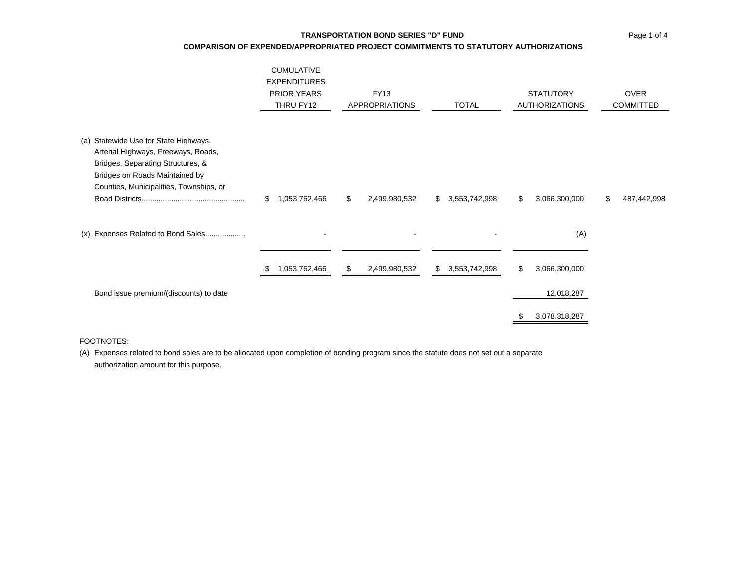**TRANSPORTATION BOND SERIES "D" FUND**

**COMPARISON OF EXPENDED/APPROPRIATED PROJECT COMMITMENTS TO STATUTORY AUTHORIZATIONS**

| | CUMULATIVE EXPENDITURES PRIOR YEARS THRU FY12 | FY13 APPROPRIATIONS | TOTAL | STATUTORY AUTHORIZATIONS | OVER COMMITTED |
|---|---|---|---|---|---|
| (a) Statewide Use for State Highways, Arterial Highways, Freeways, Roads, Bridges, Separating Structures, & Bridges on Roads Maintained by Counties, Municipalities, Townships, or Road Districts................................................ | $ 1,053,762,466 | $ 2,499,980,532 | $ 3,553,742,998 | $ 3,066,300,000 | $ 487,442,998 |
| (x) Expenses Related to Bond Sales.................. | - | - | - | (A) | |
| | $ 1,053,762,466 | $ 2,499,980,532 | $ 3,553,742,998 | $ 3,066,300,000 | |
| Bond issue premium/(discounts) to date | | | | 12,018,287 | |
| | | | | $ 3,078,318,287 | |

FOOTNOTES:

(A) Expenses related to bond sales are to be allocated upon completion of bonding program since the statute does not set out a separate authorization amount for this purpose.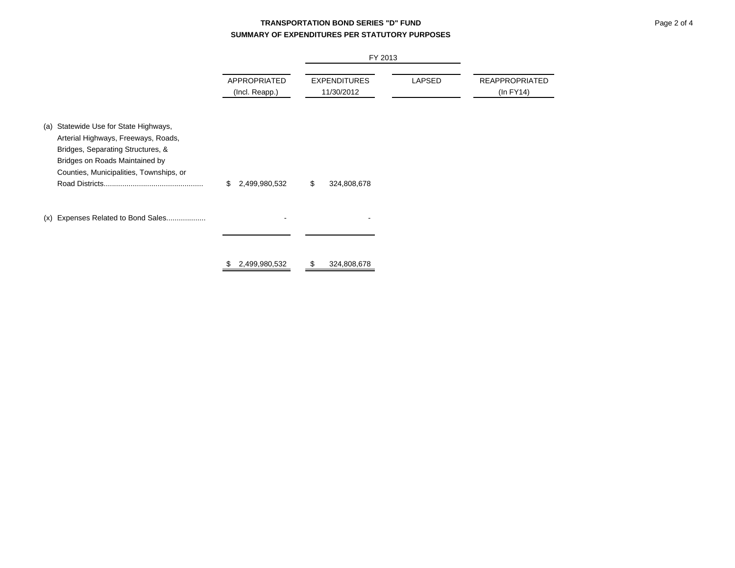**TRANSPORTATION BOND SERIES "D" FUND**

**SUMMARY OF EXPENDITURES PER STATUTORY PURPOSES**

| | | FY 2013 | | |
|---|---|---|---|---|
| | APPROPRIATED (Incl. Reapp.) | EXPENDITURES 11/30/2012 | LAPSED | REAPPROPRIATED (In FY14) |
| (a) Statewide Use for State Highways, Arterial Highways, Freeways, Roads, Bridges, Separating Structures, & Bridges on Roads Maintained by Counties, Municipalities, Townships, or Road Districts................................................ | $ 2,499,980,532 | $ 324,808,678 | | |
| (x) Expenses Related to Bond Sales................... | - | - | | |
| | $ 2,499,980,532 | $ 324,808,678 | | |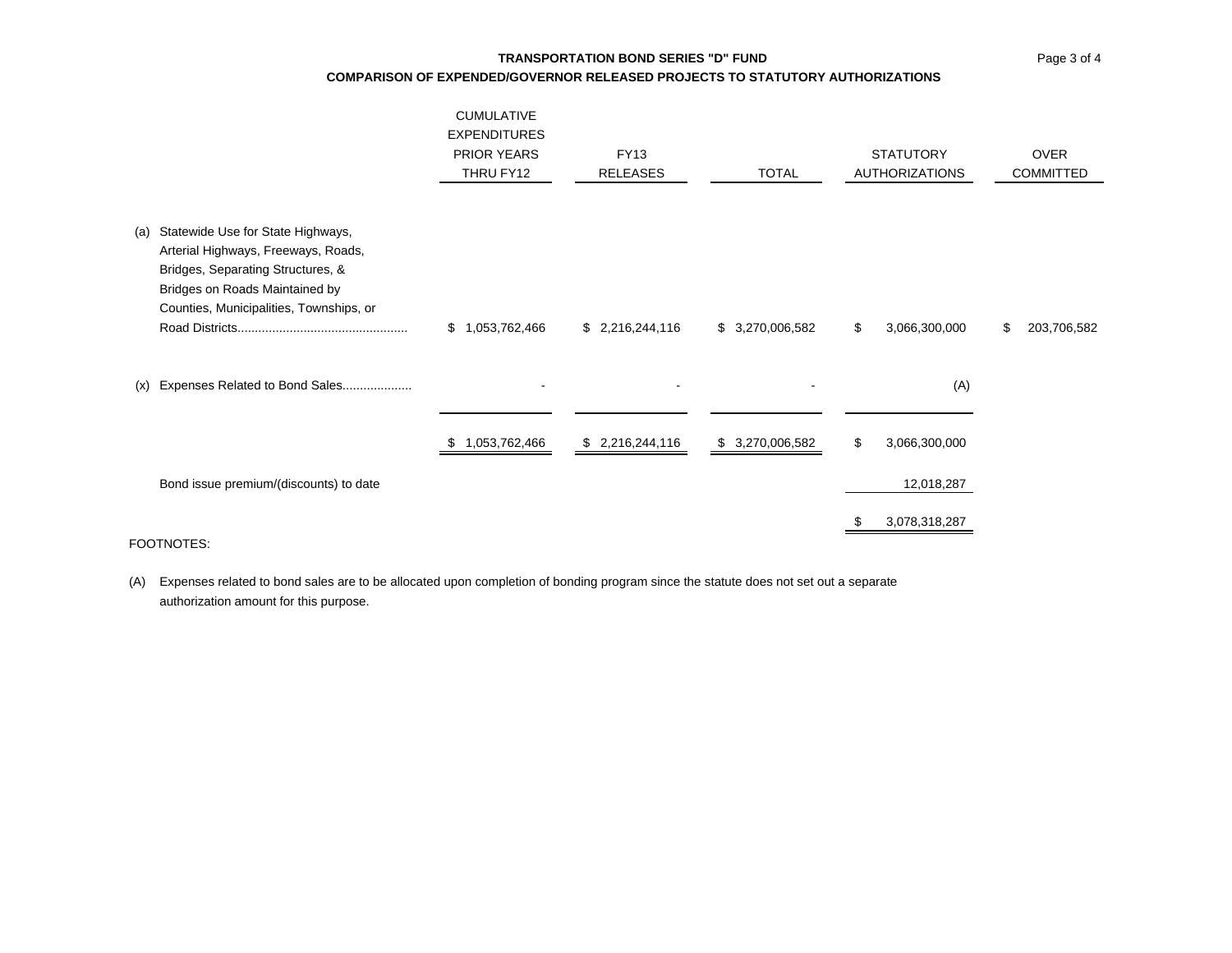**TRANSPORTATION BOND SERIES "D" FUND**

**COMPARISON OF EXPENDED/GOVERNOR RELEASED PROJECTS TO STATUTORY AUTHORIZATIONS**

| | CUMULATIVE EXPENDITURES PRIOR YEARS THRU FY12 | FY13 RELEASES | TOTAL | STATUTORY AUTHORIZATIONS | OVER COMMITTED |
|---|---|---|---|---|---|
| (a) Statewide Use for State Highways, Arterial Highways, Freeways, Roads, Bridges, Separating Structures, & Bridges on Roads Maintained by Counties, Municipalities, Townships, or Road Districts................................................ | $ 1,053,762,466 | $ 2,216,244,116 | $ 3,270,006,582 | $ 3,066,300,000 | $ 203,706,582 |
| (x) Expenses Related to Bond Sales................... | - | - | - | (A) | |
| | $ 1,053,762,466 | $ 2,216,244,116 | $ 3,270,006,582 | $ 3,066,300,000 | |
| Bond issue premium/(discounts) to date | | | | 12,018,287 | |
| | | | | $ 3,078,318,287 | |

FOOTNOTES:

(A) Expenses related to bond sales are to be allocated upon completion of bonding program since the statute does not set out a separate authorization amount for this purpose.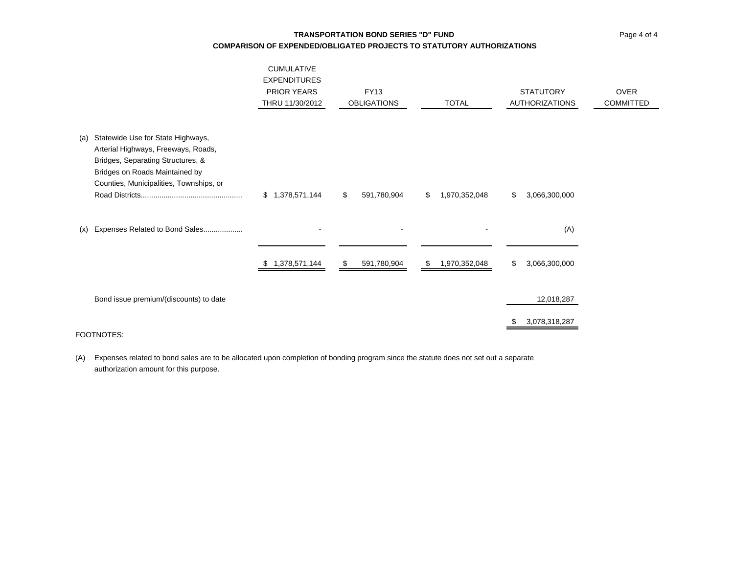**TRANSPORTATION BOND SERIES "D" FUND**

**COMPARISON OF EXPENDED/OBLIGATED PROJECTS TO STATUTORY AUTHORIZATIONS**

| | CUMULATIVE EXPENDITURES PRIOR YEARS THRU 11/30/2012 | FY13 OBLIGATIONS | TOTAL | STATUTORY AUTHORIZATIONS | OVER COMMITTED |
|---|---|---|---|---|---|
| (a) Statewide Use for State Highways, Arterial Highways, Freeways, Roads, Bridges, Separating Structures, & Bridges on Roads Maintained by Counties, Municipalities, Townships, or Road Districts................................................ | $ 1,378,571,144 | $ 591,780,904 | $ 1,970,352,048 | $ 3,066,300,000 | |
| (x) Expenses Related to Bond Sales................... | - | - | - | (A) | |
| | $ 1,378,571,144 | $ 591,780,904 | $ 1,970,352,048 | $ 3,066,300,000 | |
| Bond issue premium/(discounts) to date | | | | 12,018,287 | |
| | | | | $ 3,078,318,287 | |

FOOTNOTES:

(A) Expenses related to bond sales are to be allocated upon completion of bonding program since the statute does not set out a separate authorization amount for this purpose.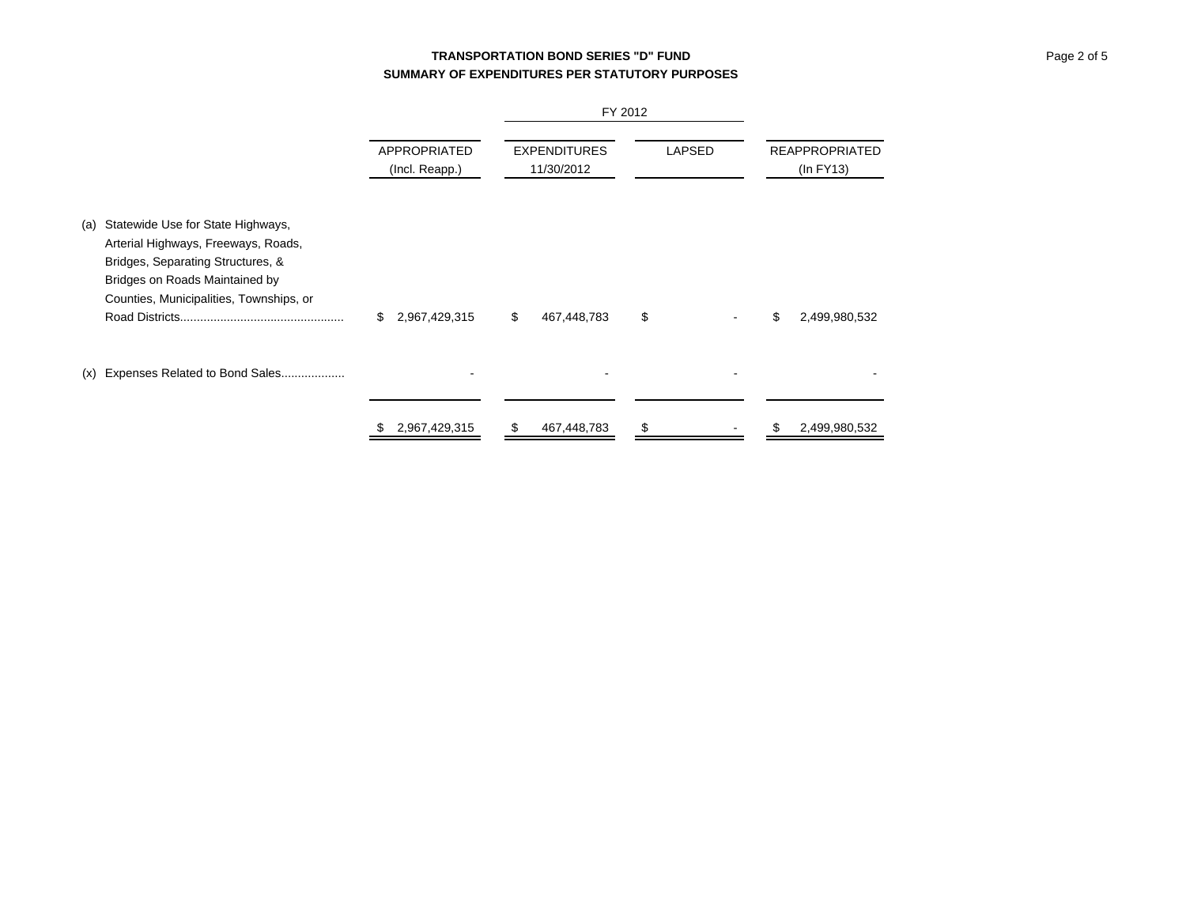**TRANSPORTATION BOND SERIES "D" FUND**
**SUMMARY OF EXPENDITURES PER STATUTORY PURPOSES**

| | | FY 2012 | | |
|---|---|---|---|---|
| | APPROPRIATED (Incl. Reapp.) | EXPENDITURES 11/30/2012 | LAPSED | REAPPROPRIATED (In FY13) |
| (a) Statewide Use for State Highways, Arterial Highways, Freeways, Roads, Bridges, Separating Structures, & Bridges on Roads Maintained by Counties, Municipalities, Townships, or Road Districts................................................ | $ 2,967,429,315 | $ 467,448,783 | $ - | $ 2,499,980,532 |
| (x) Expenses Related to Bond Sales................... | - | - | - | - |
| | $ 2,967,429,315 | $ 467,448,783 | $ - | $ 2,499,980,532 |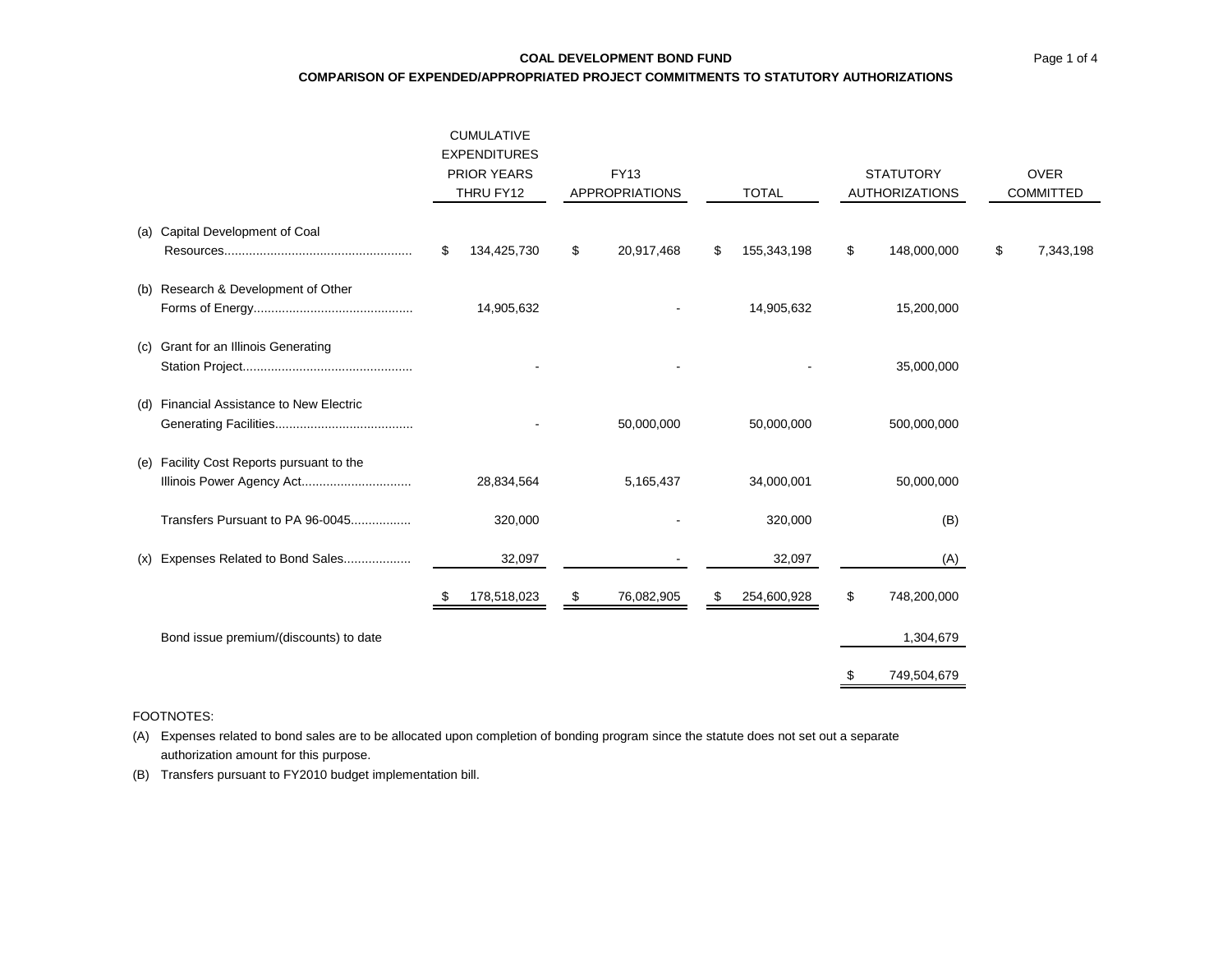**COAL DEVELOPMENT BOND FUND**

**COMPARISON OF EXPENDED/APPROPRIATED PROJECT COMMITMENTS TO STATUTORY AUTHORIZATIONS**

| | CUMULATIVE EXPENDITURES PRIOR YEARS THRU FY12 | FY13 APPROPRIATIONS | TOTAL | STATUTORY AUTHORIZATIONS | OVER COMMITTED |
|---|---|---|---|---|---|
| (a) Capital Development of Coal Resources.................................................... | $ 134,425,730 | $ 20,917,468 | $ 155,343,198 | $ 148,000,000 | $ 7,343,198 |
| (b) Research & Development of Other Forms of Energy............................................ | 14,905,632 | - | 14,905,632 | 15,200,000 | |
| (c) Grant for an Illinois Generating Station Project............................................... | - | - | - | 35,000,000 | |
| (d) Financial Assistance to New Electric Generating Facilities...................................... | - | 50,000,000 | 50,000,000 | 500,000,000 | |
| (e) Facility Cost Reports pursuant to the Illinois Power Agency Act.............................. | 28,834,564 | 5,165,437 | 34,000,001 | 50,000,000 | |
| Transfers Pursuant to PA 96-0045................ | 320,000 | - | 320,000 | (B) | |
| (x) Expenses Related to Bond Sales.................. | 32,097 | - | 32,097 | (A) | |
| | $ 178,518,023 | $ 76,082,905 | $ 254,600,928 | $ 748,200,000 | |
| Bond issue premium/(discounts) to date | | | | 1,304,679 | |
| | | | | $ 749,504,679 | |

FOOTNOTES:

(A) Expenses related to bond sales are to be allocated upon completion of bonding program since the statute does not set out a separate authorization amount for this purpose.

(B) Transfers pursuant to FY2010 budget implementation bill.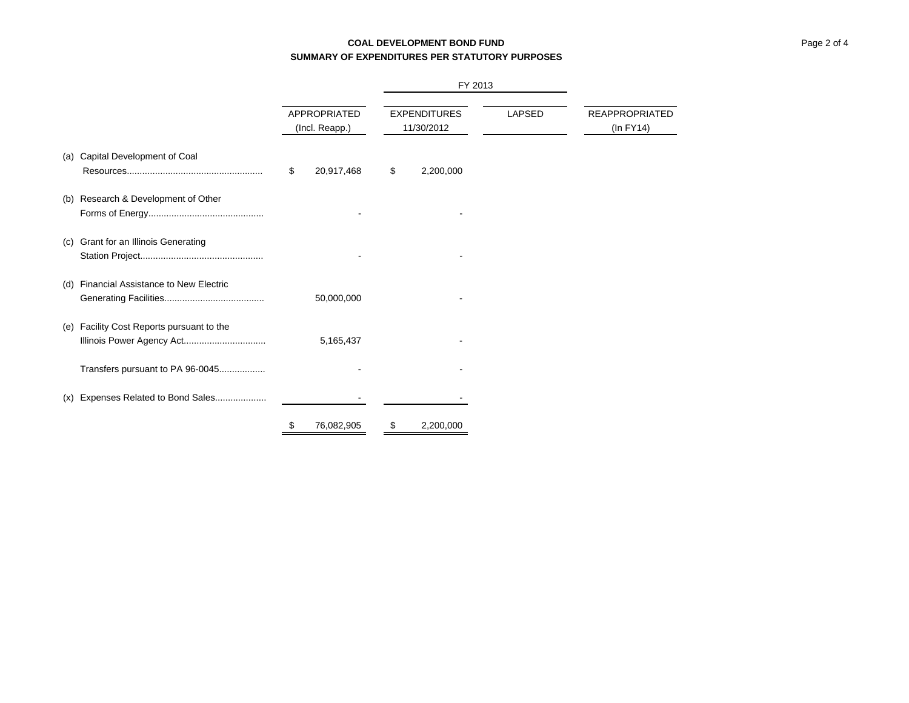# COAL DEVELOPMENT BOND FUND
## SUMMARY OF EXPENDITURES PER STATUTORY PURPOSES

| | APPROPRIATED (Incl. Reapp.) | FY 2013 EXPENDITURES 11/30/2012 | FY 2013 LAPSED | REAPPROPRIATED (In FY14) |
|---|---|---|---|---|
| (a) Capital Development of Coal Resources.................................................... | $ 20,917,468 | $ 2,200,000 | | |
| (b) Research & Development of Other Forms of Energy............................................ | - | - | | |
| (c) Grant for an Illinois Generating Station Project................................................ | - | - | | |
| (d) Financial Assistance to New Electric Generating Facilities....................................... | 50,000,000 | - | | |
| (e) Facility Cost Reports pursuant to the Illinois Power Agency Act................................ | 5,165,437 | - | | |
| Transfers pursuant to PA 96-0045.................. | - | - | | |
| (x) Expenses Related to Bond Sales.................... | - | - | | |
| | $ 76,082,905 | $ 2,200,000 | | |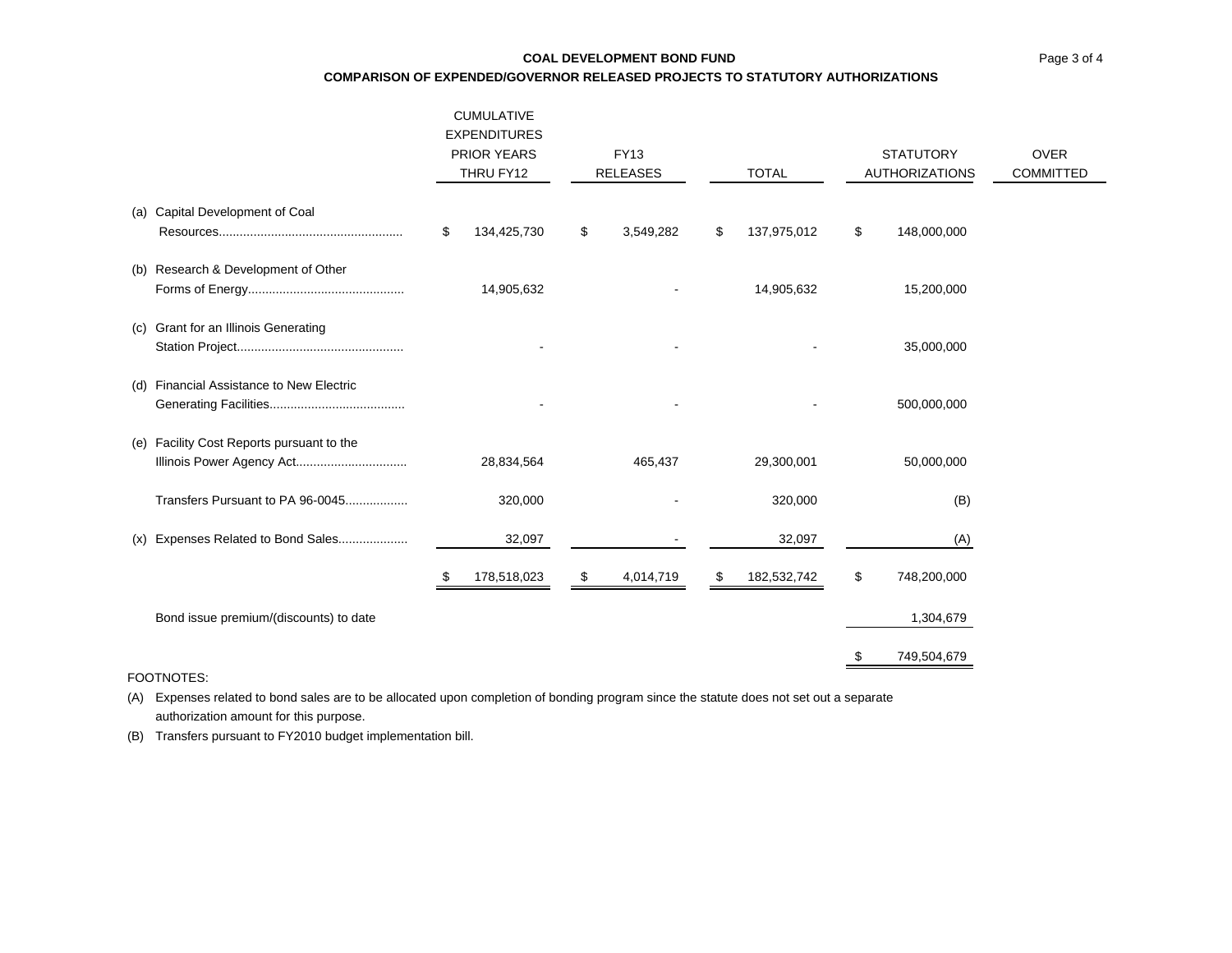**COAL DEVELOPMENT BOND FUND**

**COMPARISON OF EXPENDED/GOVERNOR RELEASED PROJECTS TO STATUTORY AUTHORIZATIONS**

| | CUMULATIVE EXPENDITURES PRIOR YEARS THRU FY12 | FY13 RELEASES | TOTAL | STATUTORY AUTHORIZATIONS | OVER COMMITTED |
|---|---|---|---|---|---|
| (a) Capital Development of Coal Resources.................................................... | $ 134,425,730 | $ 3,549,282 | $ 137,975,012 | $ 148,000,000 | |
| (b) Research & Development of Other Forms of Energy............................................ | 14,905,632 | - | 14,905,632 | 15,200,000 | |
| (c) Grant for an Illinois Generating Station Project............................................... | - | - | - | 35,000,000 | |
| (d) Financial Assistance to New Electric Generating Facilities...................................... | - | - | - | 500,000,000 | |
| (e) Facility Cost Reports pursuant to the Illinois Power Agency Act............................... | 28,834,564 | 465,437 | 29,300,001 | 50,000,000 | |
| Transfers Pursuant to PA 96-0045................. | 320,000 | - | 320,000 | (B) | |
| (x) Expenses Related to Bond Sales................... | 32,097 | - | 32,097 | (A) | |
| | $ 178,518,023 | $ 4,014,719 | $ 182,532,742 | $ 748,200,000 | |
| Bond issue premium/(discounts) to date | | | | 1,304,679 | |
| | | | | $ 749,504,679 | |

FOOTNOTES:

(A) Expenses related to bond sales are to be allocated upon completion of bonding program since the statute does not set out a separate authorization amount for this purpose.

(B) Transfers pursuant to FY2010 budget implementation bill.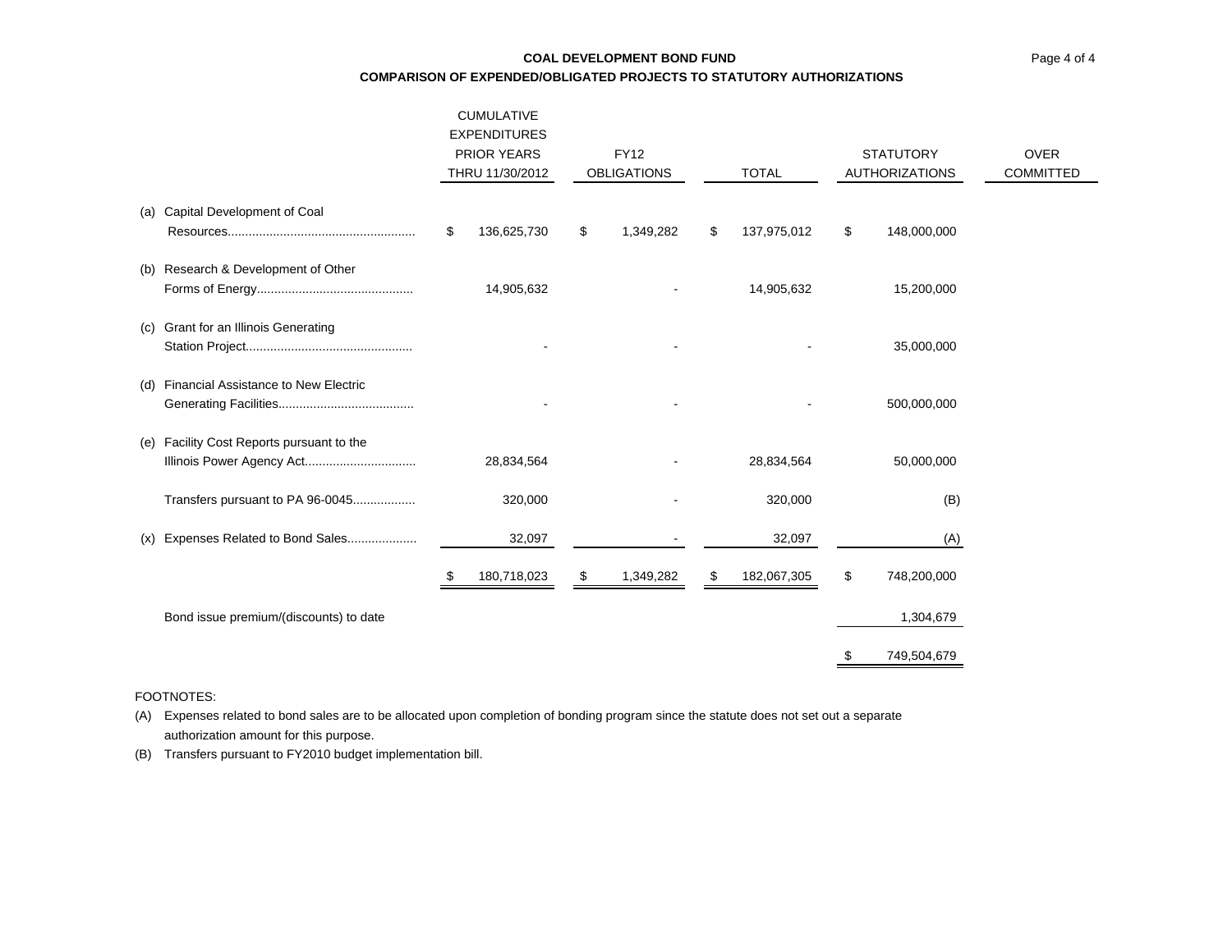**COAL DEVELOPMENT BOND FUND**

**COMPARISON OF EXPENDED/OBLIGATED PROJECTS TO STATUTORY AUTHORIZATIONS**

| | | CUMULATIVE EXPENDITURES PRIOR YEARS THRU 11/30/2012 | FY12 OBLIGATIONS | TOTAL | STATUTORY AUTHORIZATIONS | OVER COMMITTED |
|---|---|---|---|---|---|---|
| (a) | Capital Development of Coal Resources...................................................... | $ 136,625,730 | $ 1,349,282 | $ 137,975,012 | $ 148,000,000 | |
| (b) | Research & Development of Other Forms of Energy............................................. | 14,905,632 | - | 14,905,632 | 15,200,000 | |
| (c) | Grant for an Illinois Generating Station Project................................................ | - | - | - | 35,000,000 | |
| (d) | Financial Assistance to New Electric Generating Facilities....................................... | - | - | - | 500,000,000 | |
| (e) | Facility Cost Reports pursuant to the Illinois Power Agency Act................................ | 28,834,564 | - | 28,834,564 | 50,000,000 | |
| | Transfers pursuant to PA 96-0045.................. | 320,000 | - | 320,000 | (B) | |
| (x) | Expenses Related to Bond Sales.................... | 32,097 | - | 32,097 | (A) | |
| | | $ 180,718,023 | $ 1,349,282 | $ 182,067,305 | $ 748,200,000 | |
| | Bond issue premium/(discounts) to date | | | | 1,304,679 | |
| | | | | | $ 749,504,679 | |

FOOTNOTES:

(A) Expenses related to bond sales are to be allocated upon completion of bonding program since the statute does not set out a separate authorization amount for this purpose.

(B) Transfers pursuant to FY2010 budget implementation bill.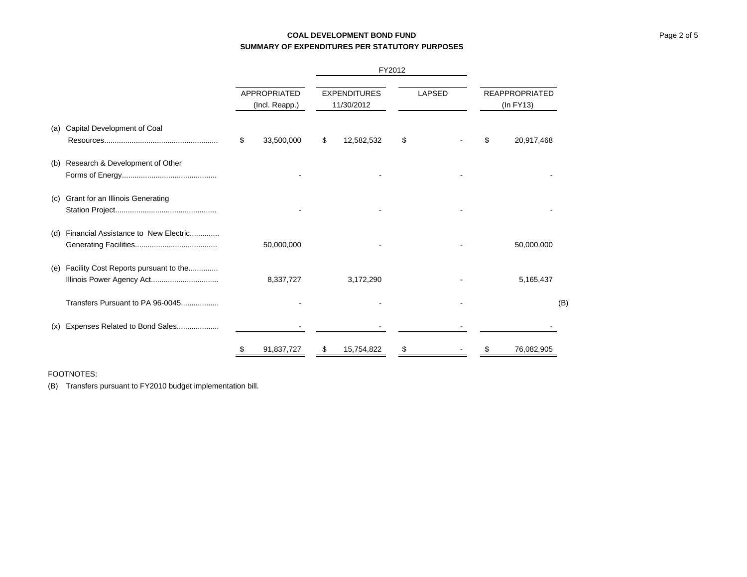**COAL DEVELOPMENT BOND FUND**

**SUMMARY OF EXPENDITURES PER STATUTORY PURPOSES**

| | APPROPRIATED (Incl. Reapp.) | FY2012 EXPENDITURES 11/30/2012 | FY2012 LAPSED | REAPPROPRIATED (In FY13) |
|---|---|---|---|---|
| (a) Capital Development of Coal Resources...................................................... | $ 33,500,000 | $ 12,582,532 | $ - | $ 20,917,468 |
| (b) Research & Development of Other Forms of Energy............................................. | - | - | - | - |
| (c) Grant for an Illinois Generating Station Project................................................ | - | - | - | - |
| (d) Financial Assistance to New Electric............. Generating Facilities....................................... | 50,000,000 | - | - | 50,000,000 |
| (e) Facility Cost Reports pursuant to the............. Illinois Power Agency Act................................ | 8,337,727 | 3,172,290 | - | 5,165,437 |
| Transfers Pursuant to PA 96-0045.................. | - | - | - | (B) |
| (x) Expenses Related to Bond Sales.................... | - | - | - | - |
| | $ 91,837,727 | $ 15,754,822 | $ - | $ 76,082,905 |

FOOTNOTES:

(B) Transfers pursuant to FY2010 budget implementation bill.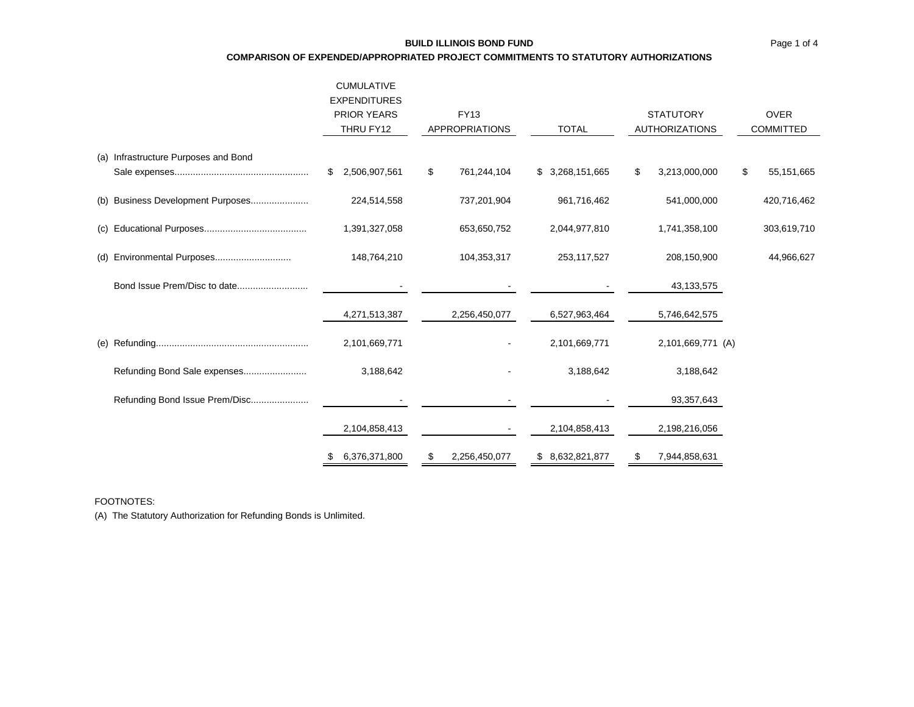**BUILD ILLINOIS BOND FUND**

**COMPARISON OF EXPENDED/APPROPRIATED PROJECT COMMITMENTS TO STATUTORY AUTHORIZATIONS**

| | CUMULATIVE EXPENDITURES PRIOR YEARS THRU FY12 | FY13 APPROPRIATIONS | TOTAL | STATUTORY AUTHORIZATIONS | OVER COMMITTED |
|---|---|---|---|---|---|
| (a) Infrastructure Purposes and Bond Sale expenses | $ 2,506,907,561 | $ 761,244,104 | $ 3,268,151,665 | $ 3,213,000,000 | $ 55,151,665 |
| (b) Business Development Purposes | 224,514,558 | 737,201,904 | 961,716,462 | 541,000,000 | 420,716,462 |
| (c) Educational Purposes | 1,391,327,058 | 653,650,752 | 2,044,977,810 | 1,741,358,100 | 303,619,710 |
| (d) Environmental Purposes | 148,764,210 | 104,353,317 | 253,117,527 | 208,150,900 | 44,966,627 |
| Bond Issue Prem/Disc to date | - | - | - | 43,133,575 | |
| | 4,271,513,387 | 2,256,450,077 | 6,527,963,464 | 5,746,642,575 | |
| (e) Refunding | 2,101,669,771 | - | 2,101,669,771 | 2,101,669,771 (A) | |
| Refunding Bond Sale expenses | 3,188,642 | - | 3,188,642 | 3,188,642 | |
| Refunding Bond Issue Prem/Disc | - | - | - | 93,357,643 | |
| | 2,104,858,413 | - | 2,104,858,413 | 2,198,216,056 | |
| | $ 6,376,371,800 | $ 2,256,450,077 | $ 8,632,821,877 | $ 7,944,858,631 | |

FOOTNOTES:

(A) The Statutory Authorization for Refunding Bonds is Unlimited.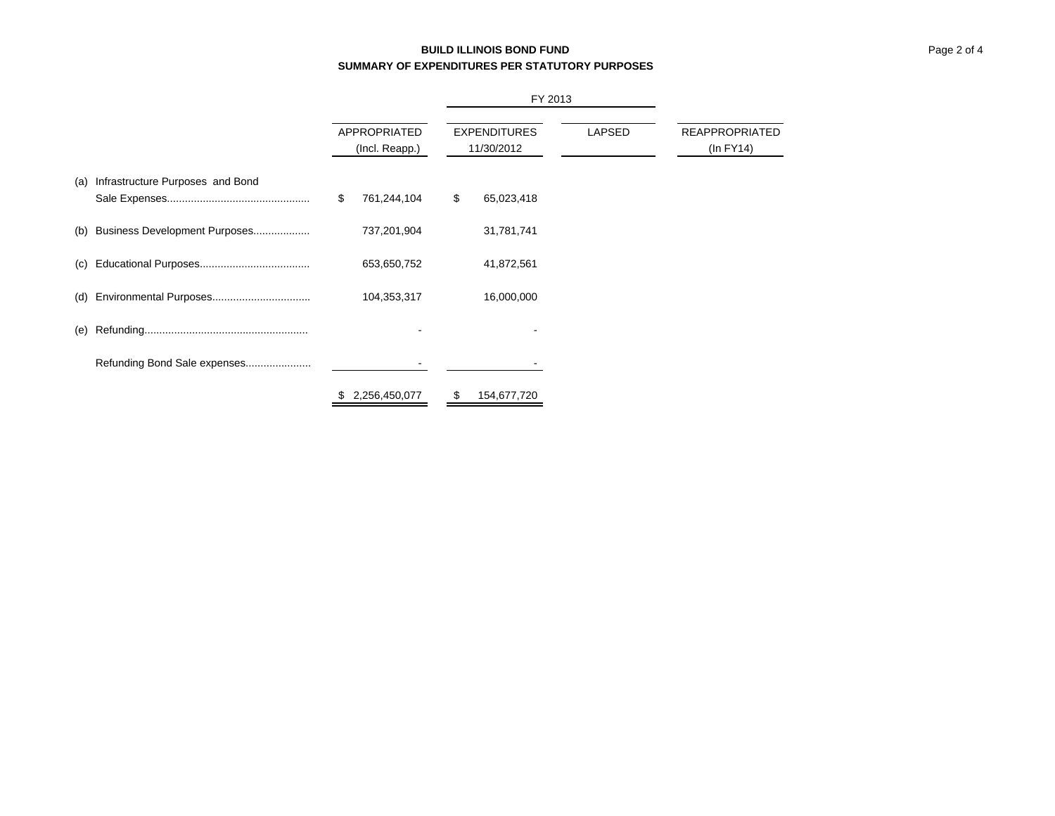**BUILD ILLINOIS BOND FUND**
**SUMMARY OF EXPENDITURES PER STATUTORY PURPOSES**

| | | FY 2013 | | |
|---|---|---|---|---|
| | APPROPRIATED (Incl. Reapp.) | EXPENDITURES 11/30/2012 | LAPSED | REAPPROPRIATED (In FY14) |
| (a) Infrastructure Purposes and Bond Sale Expenses................................................ | $ 761,244,104 | $ 65,023,418 | | |
| (b) Business Development Purposes................... | 737,201,904 | 31,781,741 | | |
| (c) Educational Purposes..................................... | 653,650,752 | 41,872,561 | | |
| (d) Environmental Purposes................................. | 104,353,317 | 16,000,000 | | |
| (e) Refunding....................................................... | - | - | | |
| Refunding Bond Sale expenses...................... | - | - | | |
| | $ 2,256,450,077 | $ 154,677,720 | | |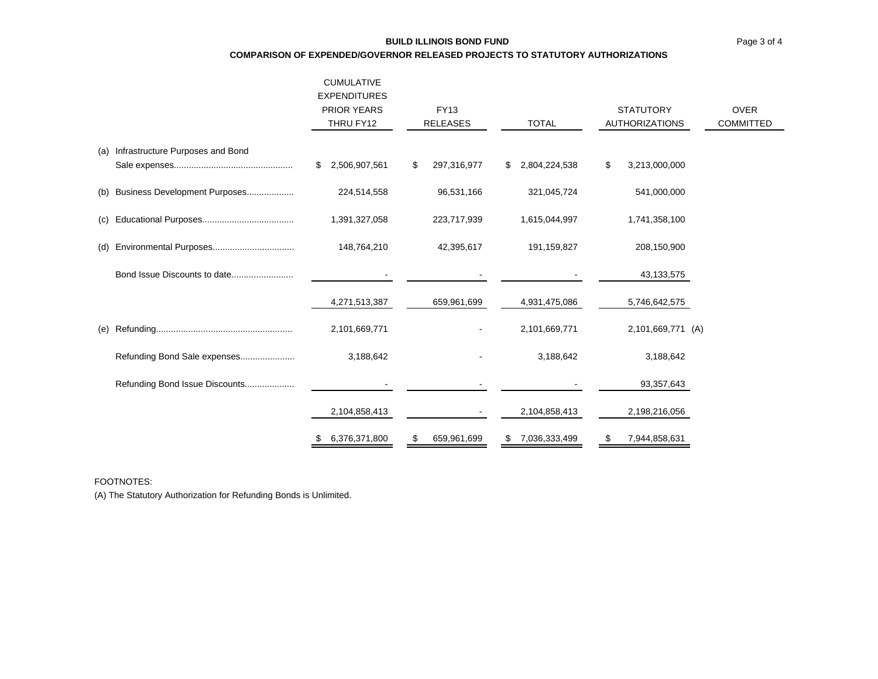**BUILD ILLINOIS BOND FUND**

**COMPARISON OF EXPENDED/GOVERNOR RELEASED PROJECTS TO STATUTORY AUTHORIZATIONS**

| | CUMULATIVE EXPENDITURES PRIOR YEARS THRU FY12 | FY13 RELEASES | TOTAL | STATUTORY AUTHORIZATIONS | OVER COMMITTED |
|---|---|---|---|---|---|
| (a) Infrastructure Purposes and Bond Sale expenses................................................ | $ 2,506,907,561 | $ 297,316,977 | $ 2,804,224,538 | $ 3,213,000,000 | |
| (b) Business Development Purposes................... | 224,514,558 | 96,531,166 | 321,045,724 | 541,000,000 | |
| (c) Educational Purposes..................................... | 1,391,327,058 | 223,717,939 | 1,615,044,997 | 1,741,358,100 | |
| (d) Environmental Purposes................................. | 148,764,210 | 42,395,617 | 191,159,827 | 208,150,900 | |
| Bond Issue Discounts to date......................... | - | - | - | 43,133,575 | |
| | 4,271,513,387 | 659,961,699 | 4,931,475,086 | 5,746,642,575 | |
| (e) Refunding....................................................... | 2,101,669,771 | - | 2,101,669,771 | 2,101,669,771 (A) | |
| Refunding Bond Sale expenses...................... | 3,188,642 | - | 3,188,642 | 3,188,642 | |
| Refunding Bond Issue Discounts.................... | - | - | - | 93,357,643 | |
| | 2,104,858,413 | - | 2,104,858,413 | 2,198,216,056 | |
| | $ 6,376,371,800 | $ 659,961,699 | $ 7,036,333,499 | $ 7,944,858,631 | |

FOOTNOTES:

(A) The Statutory Authorization for Refunding Bonds is Unlimited.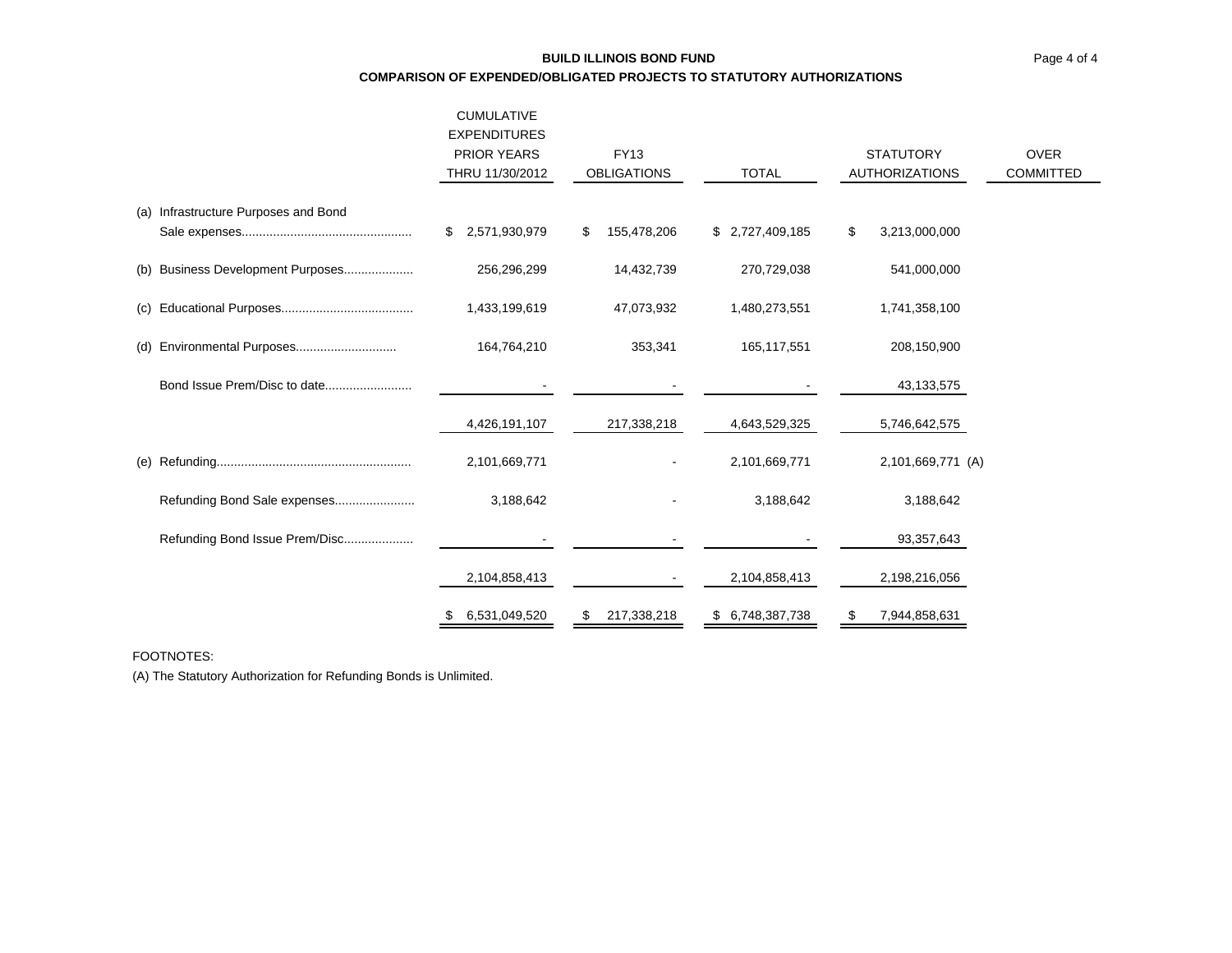**BUILD ILLINOIS BOND FUND**

**COMPARISON OF EXPENDED/OBLIGATED PROJECTS TO STATUTORY AUTHORIZATIONS**

| | CUMULATIVE EXPENDITURES PRIOR YEARS THRU 11/30/2012 | FY13 OBLIGATIONS | TOTAL | STATUTORY AUTHORIZATIONS | OVER COMMITTED |
|---|---|---|---|---|---|
| (a) Infrastructure Purposes and Bond Sale expenses................................................ | $ 2,571,930,979 | $ 155,478,206 | $ 2,727,409,185 | $ 3,213,000,000 | |
| (b) Business Development Purposes.................... | 256,296,299 | 14,432,739 | 270,729,038 | 541,000,000 | |
| (c) Educational Purposes...................................... | 1,433,199,619 | 47,073,932 | 1,480,273,551 | 1,741,358,100 | |
| (d) Environmental Purposes............................ | 164,764,210 | 353,341 | 165,117,551 | 208,150,900 | |
| Bond Issue Prem/Disc to date........................ | - | - | - | 43,133,575 | |
| | 4,426,191,107 | 217,338,218 | 4,643,529,325 | 5,746,642,575 | |
| (e) Refunding....................................................... | 2,101,669,771 | - | 2,101,669,771 | 2,101,669,771 (A) | |
| Refunding Bond Sale expenses....................... | 3,188,642 | - | 3,188,642 | 3,188,642 | |
| Refunding Bond Issue Prem/Disc.................... | - | - | - | 93,357,643 | |
| | 2,104,858,413 | - | 2,104,858,413 | 2,198,216,056 | |
| | $ 6,531,049,520 | $ 217,338,218 | $ 6,748,387,738 | $ 7,944,858,631 | |

FOOTNOTES:

(A) The Statutory Authorization for Refunding Bonds is Unlimited.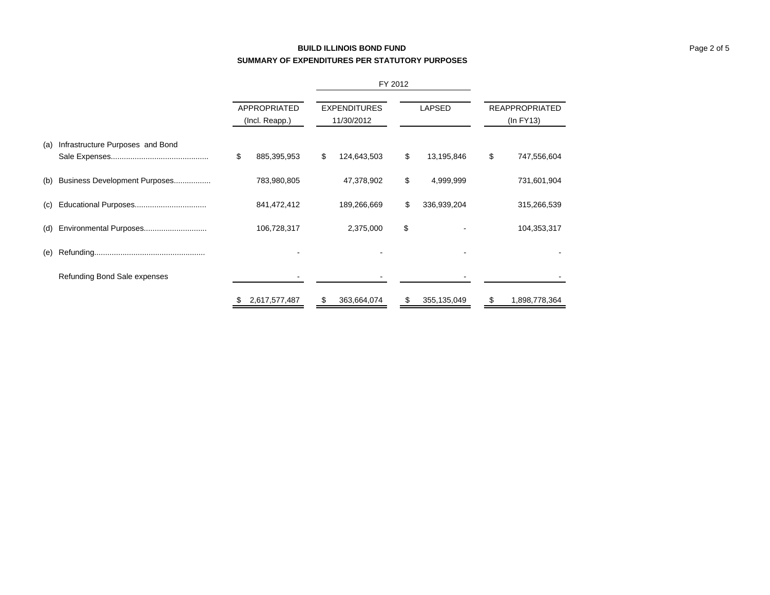**BUILD ILLINOIS BOND FUND**

**SUMMARY OF EXPENDITURES PER STATUTORY PURPOSES**

| | APPROPRIATED (Incl. Reapp.) | FY 2012 EXPENDITURES 11/30/2012 | FY 2012 LAPSED | REAPPROPRIATED (In FY13) |
|---|---|---|---|---|
| (a) Infrastructure Purposes and Bond Sale Expenses............................................ | $ 885,395,953 | $ 124,643,503 | $ 13,195,846 | $ 747,556,604 |
| (b) Business Development Purposes................. | 783,980,805 | 47,378,902 | $ 4,999,999 | 731,601,904 |
| (c) Educational Purposes................................ | 841,472,412 | 189,266,669 | $ 336,939,204 | 315,266,539 |
| (d) Environmental Purposes............................ | 106,728,317 | 2,375,000 | $ - | 104,353,317 |
| (e) Refunding................................................... | - | - | - | - |
| Refunding Bond Sale expenses | - | - | - | - |
| | $ 2,617,577,487 | $ 363,664,074 | $ 355,135,049 | $ 1,898,778,364 |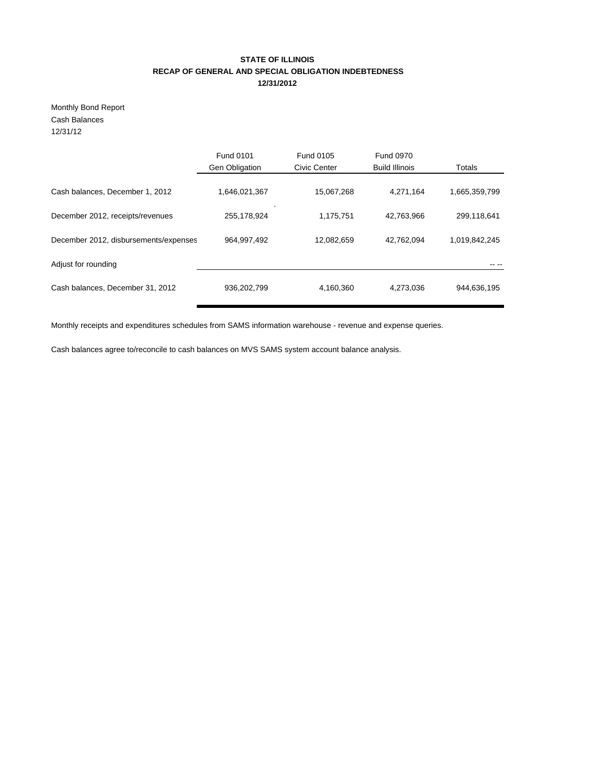**STATE OF ILLINOIS**
**RECAP OF GENERAL AND SPECIAL OBLIGATION INDEBTEDNESS**
**12/31/2012**

Monthly Bond Report
Cash Balances
12/31/12

| | Fund 0101 Gen Obligation | Fund 0105 Civic Center | Fund 0970 Build Illinois | Totals |
|---|---|---|---|---|
| Cash balances, December 1, 2012 | 1,646,021,367 | 15,067,268 | 4,271,164 | 1,665,359,799 |
| December 2012, receipts/revenues | 255,178,924 | 1,175,751 | 42,763,966 | 299,118,641 |
| December 2012, disbursements/expenses | 964,997,492 | 12,082,659 | 42,762,094 | 1,019,842,245 |
| Adjust for rounding | | | | -- -- |
| Cash balances, December 31, 2012 | 936,202,799 | 4,160,360 | 4,273,036 | 944,636,195 |

Monthly receipts and expenditures schedules from SAMS information warehouse - revenue and expense queries.

Cash balances agree to/reconcile to cash balances on MVS SAMS system account balance analysis.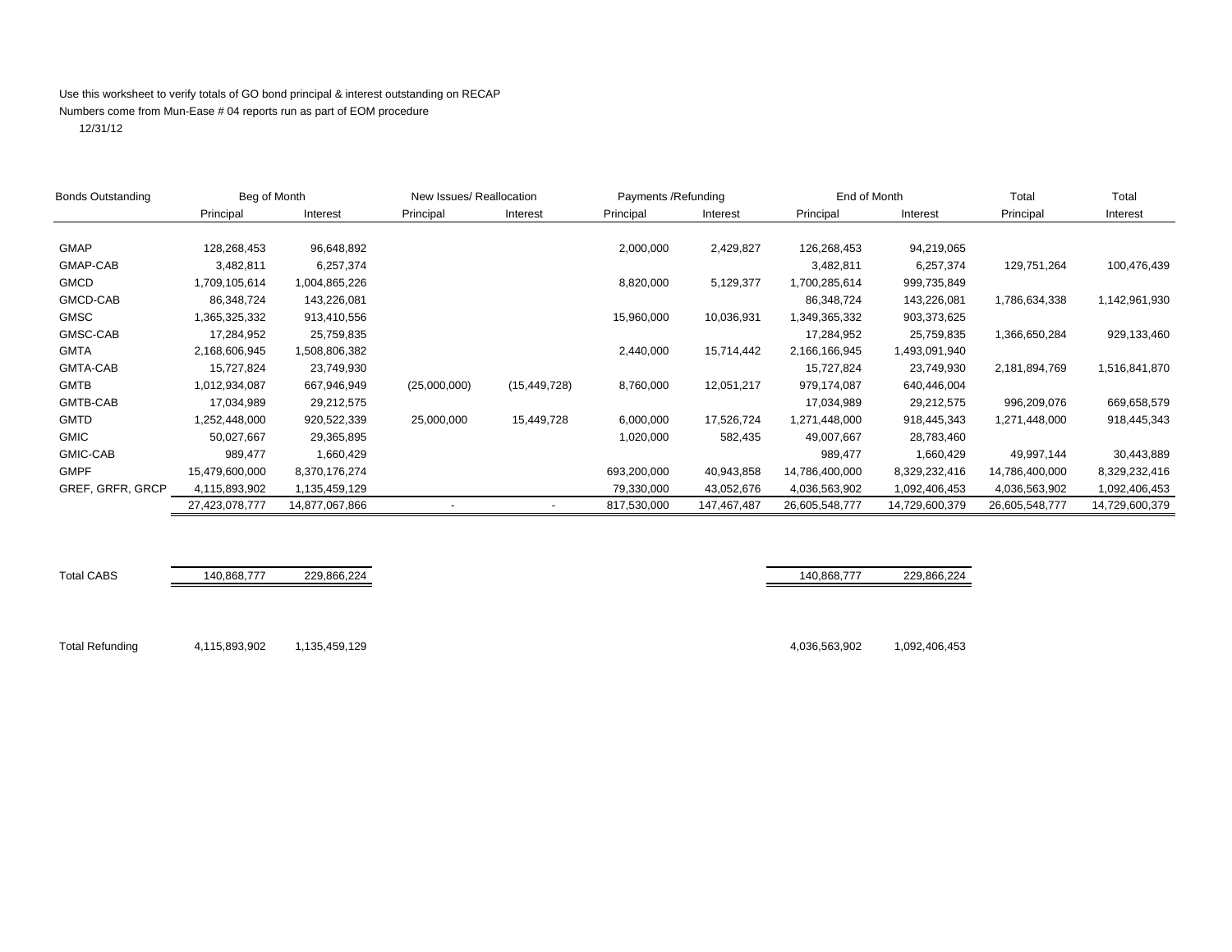Use this worksheet to verify totals of GO bond principal & interest outstanding on RECAP

Numbers come from Mun-Ease # 04 reports run as part of EOM procedure

12/31/12

| Bonds Outstanding | Beg of Month | | New Issues/ Reallocation | | Payments /Refunding | | End of Month | | Total | Total |
|---|---|---|---|---|---|---|---|---|---|---|
| | Principal | Interest | Principal | Interest | Principal | Interest | Principal | Interest | Principal | Interest |
| GMAP | 128,268,453 | 96,648,892 | | | 2,000,000 | 2,429,827 | 126,268,453 | 94,219,065 | | |
| GMAP-CAB | 3,482,811 | 6,257,374 | | | | | 3,482,811 | 6,257,374 | 129,751,264 | 100,476,439 |
| GMCD | 1,709,105,614 | 1,004,865,226 | | | 8,820,000 | 5,129,377 | 1,700,285,614 | 999,735,849 | | |
| GMCD-CAB | 86,348,724 | 143,226,081 | | | | | 86,348,724 | 143,226,081 | 1,786,634,338 | 1,142,961,930 |
| GMSC | 1,365,325,332 | 913,410,556 | | | 15,960,000 | 10,036,931 | 1,349,365,332 | 903,373,625 | | |
| GMSC-CAB | 17,284,952 | 25,759,835 | | | | | 17,284,952 | 25,759,835 | 1,366,650,284 | 929,133,460 |
| GMTA | 2,168,606,945 | 1,508,806,382 | | | 2,440,000 | 15,714,442 | 2,166,166,945 | 1,493,091,940 | | |
| GMTA-CAB | 15,727,824 | 23,749,930 | | | | | 15,727,824 | 23,749,930 | 2,181,894,769 | 1,516,841,870 |
| GMTB | 1,012,934,087 | 667,946,949 | (25,000,000) | (15,449,728) | 8,760,000 | 12,051,217 | 979,174,087 | 640,446,004 | | |
| GMTB-CAB | 17,034,989 | 29,212,575 | | | | | 17,034,989 | 29,212,575 | 996,209,076 | 669,658,579 |
| GMTD | 1,252,448,000 | 920,522,339 | 25,000,000 | 15,449,728 | 6,000,000 | 17,526,724 | 1,271,448,000 | 918,445,343 | 1,271,448,000 | 918,445,343 |
| GMIC | 50,027,667 | 29,365,895 | | | 1,020,000 | 582,435 | 49,007,667 | 28,783,460 | | |
| GMIC-CAB | 989,477 | 1,660,429 | | | | | 989,477 | 1,660,429 | 49,997,144 | 30,443,889 |
| GMPF | 15,479,600,000 | 8,370,176,274 | | | 693,200,000 | 40,943,858 | 14,786,400,000 | 8,329,232,416 | 14,786,400,000 | 8,329,232,416 |
| GREF, GRFR, GRCP | 4,115,893,902 | 1,135,459,129 | | | 79,330,000 | 43,052,676 | 4,036,563,902 | 1,092,406,453 | 4,036,563,902 | 1,092,406,453 |
| | 27,423,078,777 | 14,877,067,866 | - | - | 817,530,000 | 147,467,487 | 26,605,548,777 | 14,729,600,379 | 26,605,548,777 | 14,729,600,379 |
| | | | | | | | | | | |
| Total CABS | 140,868,777 | 229,866,224 | | | | | 140,868,777 | 229,866,224 | | |
| | | | | | | | | | | |
| Total Refunding | 4,115,893,902 | 1,135,459,129 | | | | | 4,036,563,902 | 1,092,406,453 | | |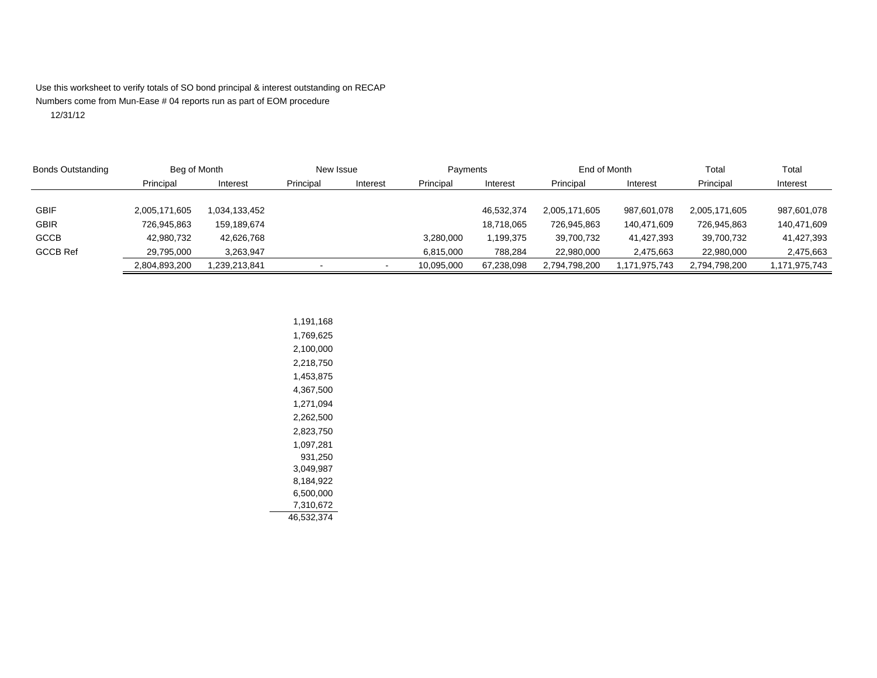Use this worksheet to verify totals of SO bond principal & interest outstanding on RECAP

Numbers come from Mun-Ease # 04 reports run as part of EOM procedure

12/31/12

| Bonds Outstanding | Beg of Month | | New Issue | | Payments | | End of Month | | Total | Total |
|---|---|---|---|---|---|---|---|---|---|---|
| | Principal | Interest | Principal | Interest | Principal | Interest | Principal | Interest | Principal | Interest |
| GBIF | 2,005,171,605 | 1,034,133,452 | | | | 46,532,374 | 2,005,171,605 | 987,601,078 | 2,005,171,605 | 987,601,078 |
| GBIR | 726,945,863 | 159,189,674 | | | | 18,718,065 | 726,945,863 | 140,471,609 | 726,945,863 | 140,471,609 |
| GCCB | 42,980,732 | 42,626,768 | | | 3,280,000 | 1,199,375 | 39,700,732 | 41,427,393 | 39,700,732 | 41,427,393 |
| GCCB Ref | 29,795,000 | 3,263,947 | | | 6,815,000 | 788,284 | 22,980,000 | 2,475,663 | 22,980,000 | 2,475,663 |
| | 2,804,893,200 | 1,239,213,841 | - | - | 10,095,000 | 67,238,098 | 2,794,798,200 | 1,171,975,743 | 2,794,798,200 | 1,171,975,743 |

1,191,168
1,769,625
2,100,000
2,218,750
1,453,875
4,367,500
1,271,094
2,262,500
2,823,750
1,097,281
931,250
3,049,987
8,184,922
6,500,000
7,310,672
46,532,374